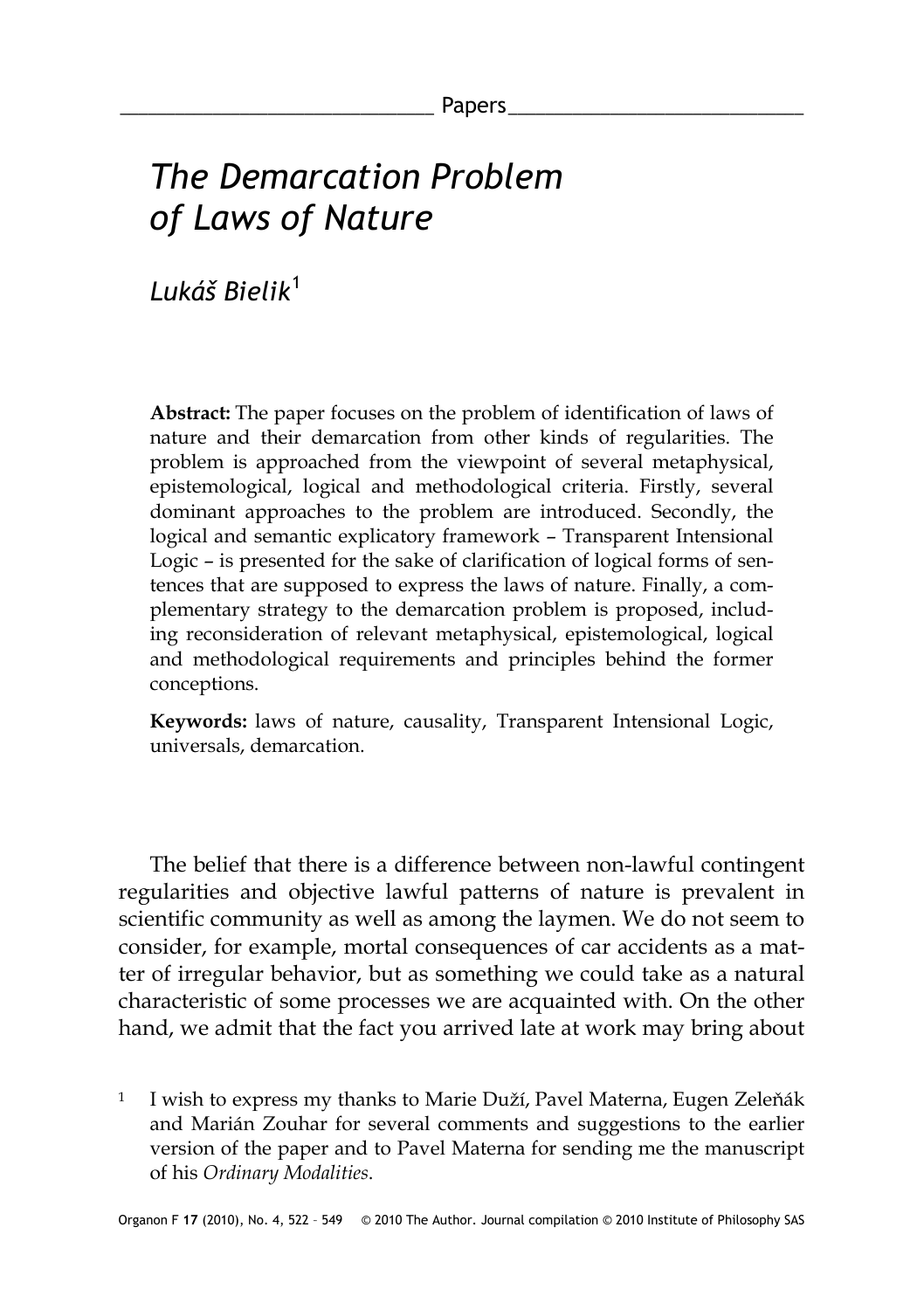# The Demarcation Problem of Laws of Nature

*Lukáš Bielik*[1]

**Abstract:** The paper focuses on the problem of identification of laws of nature and their demarcation from other kinds of regularities. The problem is approached from the viewpoint of several metaphysical, epistemological, logical and methodological criteria. Firstly, several dominant approaches to the problem are introduced. Secondly, the logical and semantic explicatory framework – Transparent Intensional Logic – is presented for the sake of clarification of logical forms of sentences that are supposed to express the laws of nature. Finally, a complementary strategy to the demarcation problem is proposed, including reconsideration of relevant metaphysical, epistemological, logical and methodological requirements and principles behind the former conceptions.

**Keywords:** laws of nature, causality, Transparent Intensional Logic, universals, demarcation.

The belief that there is a difference between non-lawful contingent regularities and objective lawful patterns of nature is prevalent in scientific community as well as among the laymen. We do not seem to consider, for example, mortal consequences of car accidents as a matter of irregular behavior, but as something we could take as a natural characteristic of some processes we are acquainted with. On the other hand, we admit that the fact you arrived late at work may bring about

[1] I wish to express my thanks to Marie Duží, Pavel Materna, Eugen Zeleňák and Marián Zouhar for several comments and suggestions to the earlier version of the paper and to Pavel Materna for sending me the manuscript of his *Ordinary Modalities*.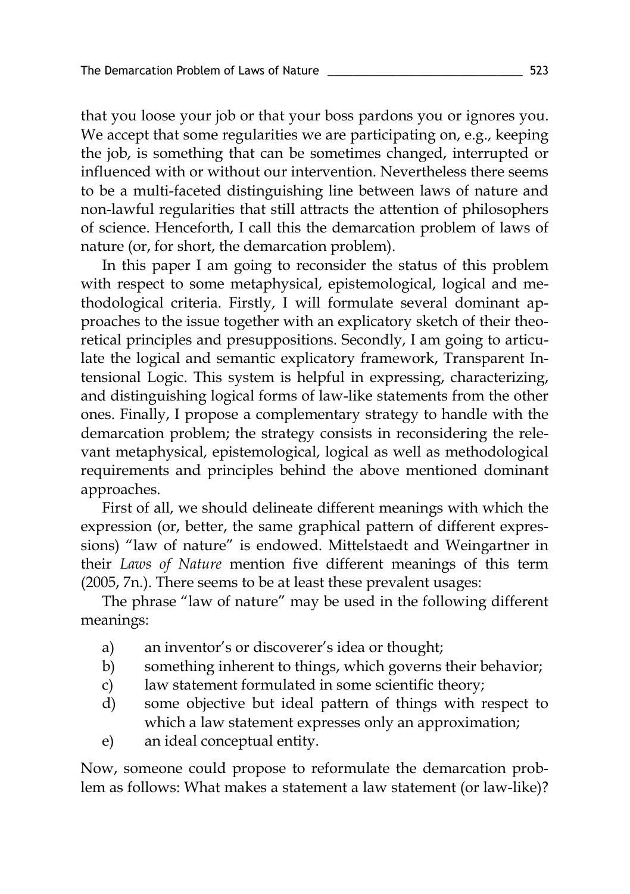that you loose your job or that your boss pardons you or ignores you. We accept that some regularities we are participating on, e.g., keeping the job, is something that can be sometimes changed, interrupted or influenced with or without our intervention. Nevertheless there seems to be a multi-faceted distinguishing line between laws of nature and non-lawful regularities that still attracts the attention of philosophers of science. Henceforth, I call this the demarcation problem of laws of nature (or, for short, the demarcation problem).

In this paper I am going to reconsider the status of this problem with respect to some metaphysical, epistemological, logical and methodological criteria. Firstly, I will formulate several dominant approaches to the issue together with an explicatory sketch of their theoretical principles and presuppositions. Secondly, I am going to articulate the logical and semantic explicatory framework, Transparent Intensional Logic. This system is helpful in expressing, characterizing, and distinguishing logical forms of law-like statements from the other ones. Finally, I propose a complementary strategy to handle with the demarcation problem; the strategy consists in reconsidering the relevant metaphysical, epistemological, logical as well as methodological requirements and principles behind the above mentioned dominant approaches.

First of all, we should delineate different meanings with which the expression (or, better, the same graphical pattern of different expressions) "law of nature" is endowed. Mittelstaedt and Weingartner in their *Laws of Nature* mention five different meanings of this term (2005, 7n.). There seems to be at least these prevalent usages:

The phrase "law of nature" may be used in the following different meanings:

a) an inventor's or discoverer's idea or thought;
b) something inherent to things, which governs their behavior;
c) law statement formulated in some scientific theory;
d) some objective but ideal pattern of things with respect to which a law statement expresses only an approximation;
e) an ideal conceptual entity.

Now, someone could propose to reformulate the demarcation problem as follows: What makes a statement a law statement (or law-like)?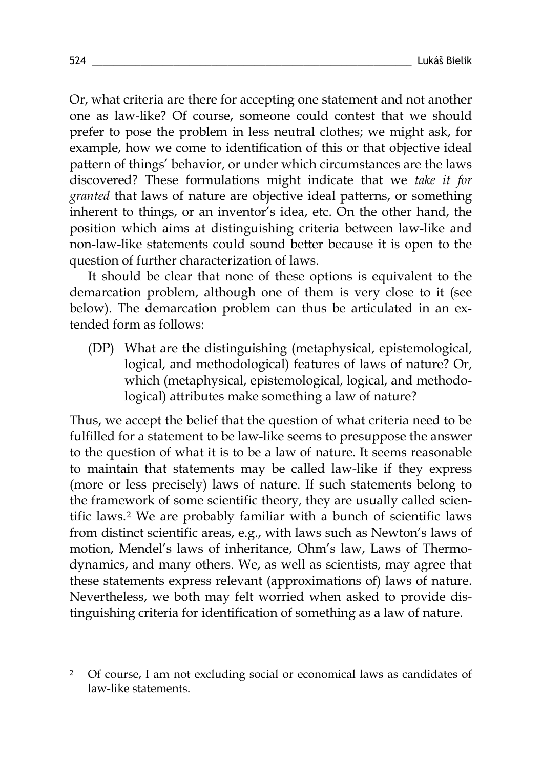Or, what criteria are there for accepting one statement and not another one as law-like? Of course, someone could contest that we should prefer to pose the problem in less neutral clothes; we might ask, for example, how we come to identification of this or that objective ideal pattern of things' behavior, or under which circumstances are the laws discovered? These formulations might indicate that we *take it for granted* that laws of nature are objective ideal patterns, or something inherent to things, or an inventor's idea, etc. On the other hand, the position which aims at distinguishing criteria between law-like and non-law-like statements could sound better because it is open to the question of further characterization of laws.

It should be clear that none of these options is equivalent to the demarcation problem, although one of them is very close to it (see below). The demarcation problem can thus be articulated in an extended form as follows:

> (DP) What are the distinguishing (metaphysical, epistemological, logical, and methodological) features of laws of nature? Or, which (metaphysical, epistemological, logical, and methodological) attributes make something a law of nature?

Thus, we accept the belief that the question of what criteria need to be fulfilled for a statement to be law-like seems to presuppose the answer to the question of what it is to be a law of nature. It seems reasonable to maintain that statements may be called law-like if they express (more or less precisely) laws of nature. If such statements belong to the framework of some scientific theory, they are usually called scientific laws.[2] We are probably familiar with a bunch of scientific laws from distinct scientific areas, e.g., with laws such as Newton's laws of motion, Mendel's laws of inheritance, Ohm's law, Laws of Thermodynamics, and many others. We, as well as scientists, may agree that these statements express relevant (approximations of) laws of nature. Nevertheless, we both may felt worried when asked to provide distinguishing criteria for identification of something as a law of nature.

[2] Of course, I am not excluding social or economical laws as candidates of law-like statements.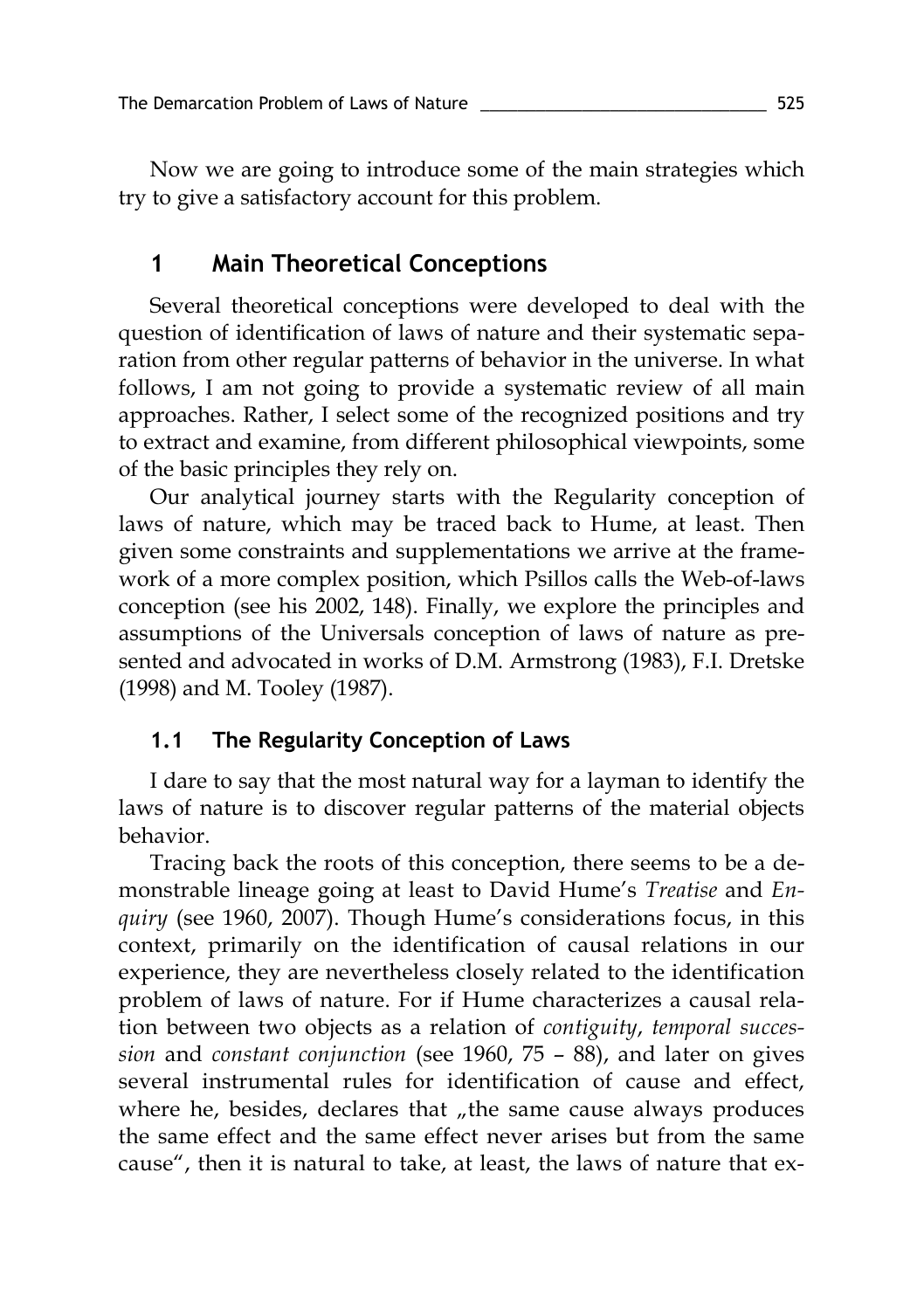Now we are going to introduce some of the main strategies which try to give a satisfactory account for this problem.

## 1 Main Theoretical Conceptions

Several theoretical conceptions were developed to deal with the question of identification of laws of nature and their systematic separation from other regular patterns of behavior in the universe. In what follows, I am not going to provide a systematic review of all main approaches. Rather, I select some of the recognized positions and try to extract and examine, from different philosophical viewpoints, some of the basic principles they rely on.

Our analytical journey starts with the Regularity conception of laws of nature, which may be traced back to Hume, at least. Then given some constraints and supplementations we arrive at the framework of a more complex position, which Psillos calls the Web-of-laws conception (see his 2002, 148). Finally, we explore the principles and assumptions of the Universals conception of laws of nature as presented and advocated in works of D.M. Armstrong (1983), F.I. Dretske (1998) and M. Tooley (1987).

### 1.1 The Regularity Conception of Laws

I dare to say that the most natural way for a layman to identify the laws of nature is to discover regular patterns of the material objects behavior.

Tracing back the roots of this conception, there seems to be a demonstrable lineage going at least to David Hume's *Treatise* and *Enquiry* (see 1960, 2007). Though Hume's considerations focus, in this context, primarily on the identification of causal relations in our experience, they are nevertheless closely related to the identification problem of laws of nature. For if Hume characterizes a causal relation between two objects as a relation of *contiguity*, *temporal succession* and *constant conjunction* (see 1960, 75 – 88), and later on gives several instrumental rules for identification of cause and effect, where he, besides, declares that „the same cause always produces the same effect and the same effect never arises but from the same cause", then it is natural to take, at least, the laws of nature that ex-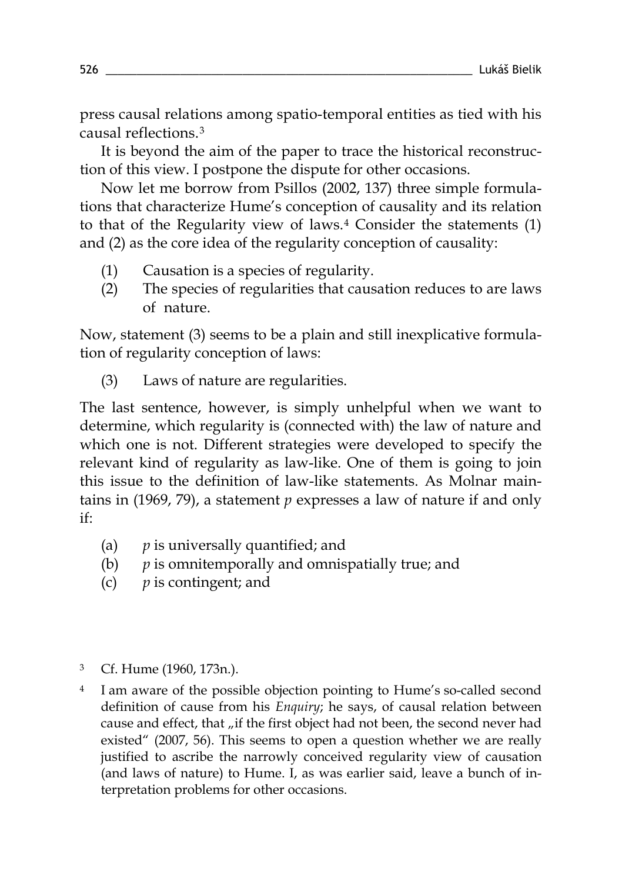press causal relations among spatio-temporal entities as tied with his causal reflections.[3]

It is beyond the aim of the paper to trace the historical reconstruction of this view. I postpone the dispute for other occasions.

Now let me borrow from Psillos (2002, 137) three simple formulations that characterize Hume's conception of causality and its relation to that of the Regularity view of laws.[4] Consider the statements (1) and (2) as the core idea of the regularity conception of causality:

(1) Causation is a species of regularity.
(2) The species of regularities that causation reduces to are laws of nature.

Now, statement (3) seems to be a plain and still inexplicative formulation of regularity conception of laws:

(3) Laws of nature are regularities.

The last sentence, however, is simply unhelpful when we want to determine, which regularity is (connected with) the law of nature and which one is not. Different strategies were developed to specify the relevant kind of regularity as law-like. One of them is going to join this issue to the definition of law-like statements. As Molnar maintains in (1969, 79), a statement *p* expresses a law of nature if and only if:

(a) *p* is universally quantified; and
(b) *p* is omnitemporally and omnispatially true; and
(c) *p* is contingent; and

---

[3] Cf. Hume (1960, 173n.).

[4] I am aware of the possible objection pointing to Hume's so-called second definition of cause from his *Enquiry*; he says, of causal relation between cause and effect, that „if the first object had not been, the second never had existed" (2007, 56). This seems to open a question whether we are really justified to ascribe the narrowly conceived regularity view of causation (and laws of nature) to Hume. I, as was earlier said, leave a bunch of interpretation problems for other occasions.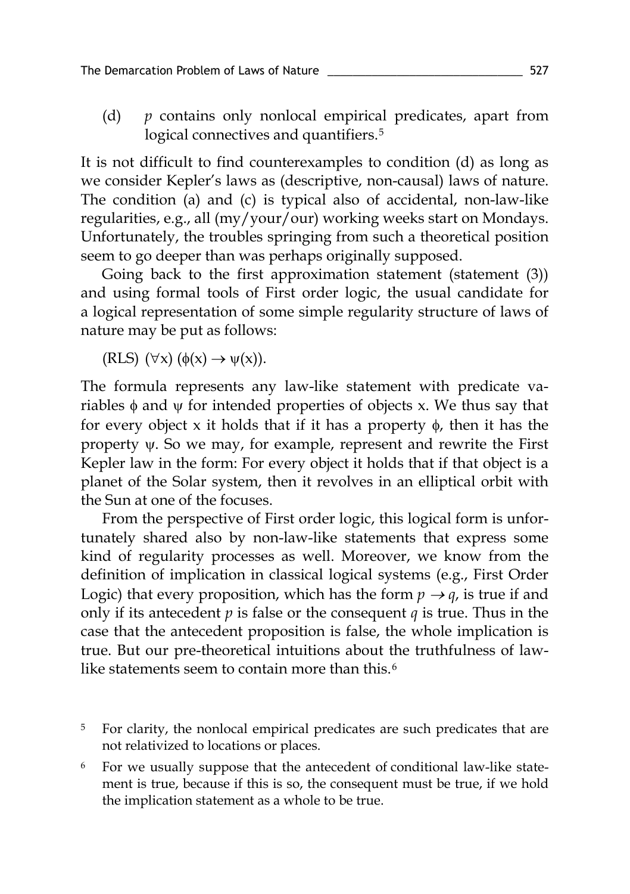(d) *p* contains only nonlocal empirical predicates, apart from logical connectives and quantifiers.[5]

It is not difficult to find counterexamples to condition (d) as long as we consider Kepler's laws as (descriptive, non-causal) laws of nature. The condition (a) and (c) is typical also of accidental, non-law-like regularities, e.g., all (my/your/our) working weeks start on Mondays. Unfortunately, the troubles springing from such a theoretical position seem to go deeper than was perhaps originally supposed.

Going back to the first approximation statement (statement (3)) and using formal tools of First order logic, the usual candidate for a logical representation of some simple regularity structure of laws of nature may be put as follows:

(RLS) $(\forall x)\ (\phi(x) \rightarrow \psi(x))$.

The formula represents any law-like statement with predicate variables $\phi$ and $\psi$ for intended properties of objects x. We thus say that for every object x it holds that if it has a property $\phi$, then it has the property $\psi$. So we may, for example, represent and rewrite the First Kepler law in the form: For every object it holds that if that object is a planet of the Solar system, then it revolves in an elliptical orbit with the Sun at one of the focuses.

From the perspective of First order logic, this logical form is unfortunately shared also by non-law-like statements that express some kind of regularity processes as well. Moreover, we know from the definition of implication in classical logical systems (e.g., First Order Logic) that every proposition, which has the form $p \rightarrow q$, is true if and only if its antecedent $p$ is false or the consequent $q$ is true. Thus in the case that the antecedent proposition is false, the whole implication is true. But our pre-theoretical intuitions about the truthfulness of law-like statements seem to contain more than this.[6]

[5] For clarity, the nonlocal empirical predicates are such predicates that are not relativized to locations or places.

[6] For we usually suppose that the antecedent of conditional law-like statement is true, because if this is so, the consequent must be true, if we hold the implication statement as a whole to be true.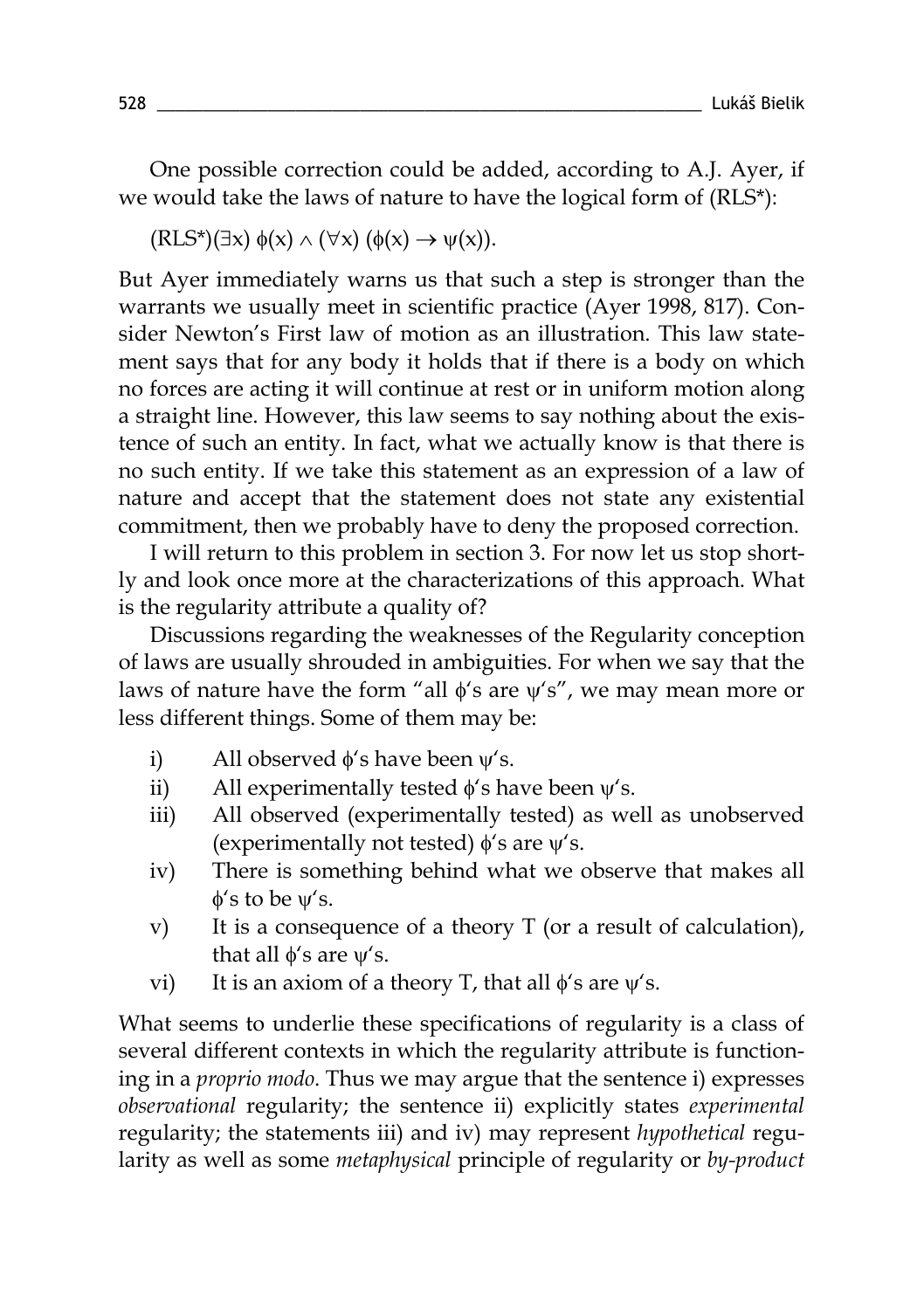One possible correction could be added, according to A.J. Ayer, if we would take the laws of nature to have the logical form of (RLS*):

(RLS*)$(\exists x)\ \phi(x) \wedge (\forall x)\ (\phi(x) \rightarrow \psi(x))$.

But Ayer immediately warns us that such a step is stronger than the warrants we usually meet in scientific practice (Ayer 1998, 817). Consider Newton's First law of motion as an illustration. This law statement says that for any body it holds that if there is a body on which no forces are acting it will continue at rest or in uniform motion along a straight line. However, this law seems to say nothing about the existence of such an entity. In fact, what we actually know is that there is no such entity. If we take this statement as an expression of a law of nature and accept that the statement does not state any existential commitment, then we probably have to deny the proposed correction.

I will return to this problem in section 3. For now let us stop shortly and look once more at the characterizations of this approach. What is the regularity attribute a quality of?

Discussions regarding the weaknesses of the Regularity conception of laws are usually shrouded in ambiguities. For when we say that the laws of nature have the form "all $\phi$'s are $\psi$'s", we may mean more or less different things. Some of them may be:

i) All observed $\phi$'s have been $\psi$'s.
ii) All experimentally tested $\phi$'s have been $\psi$'s.
iii) All observed (experimentally tested) as well as unobserved (experimentally not tested) $\phi$'s are $\psi$'s.
iv) There is something behind what we observe that makes all $\phi$'s to be $\psi$'s.
v) It is a consequence of a theory T (or a result of calculation), that all $\phi$'s are $\psi$'s.
vi) It is an axiom of a theory T, that all $\phi$'s are $\psi$'s.

What seems to underlie these specifications of regularity is a class of several different contexts in which the regularity attribute is functioning in a *proprio modo*. Thus we may argue that the sentence i) expresses *observational* regularity; the sentence ii) explicitly states *experimental* regularity; the statements iii) and iv) may represent *hypothetical* regularity as well as some *metaphysical* principle of regularity or *by-product*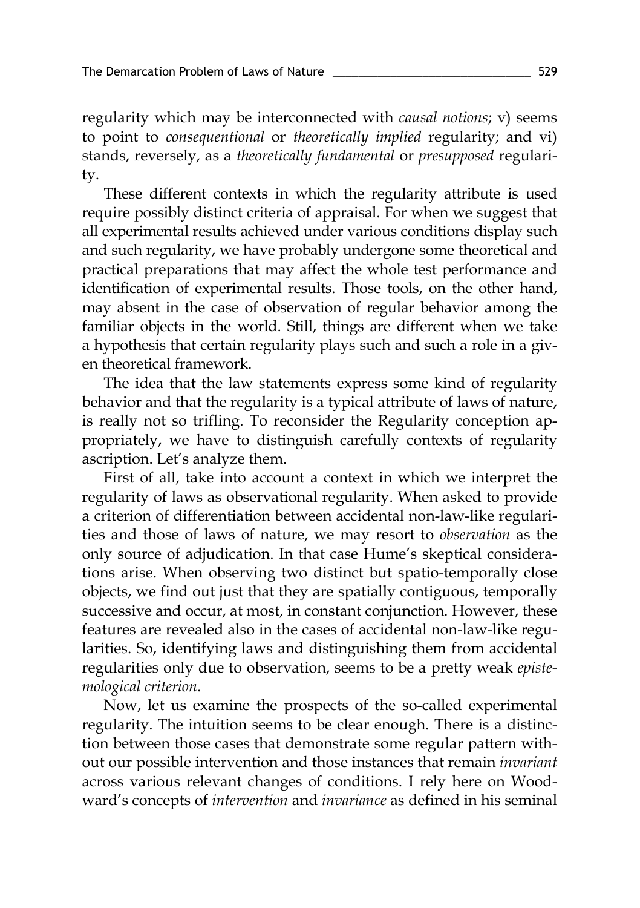regularity which may be interconnected with *causal notions*; v) seems to point to *consequentional* or *theoretically implied* regularity; and vi) stands, reversely, as a *theoretically fundamental* or *presupposed* regularity.

These different contexts in which the regularity attribute is used require possibly distinct criteria of appraisal. For when we suggest that all experimental results achieved under various conditions display such and such regularity, we have probably undergone some theoretical and practical preparations that may affect the whole test performance and identification of experimental results. Those tools, on the other hand, may absent in the case of observation of regular behavior among the familiar objects in the world. Still, things are different when we take a hypothesis that certain regularity plays such and such a role in a given theoretical framework.

The idea that the law statements express some kind of regularity behavior and that the regularity is a typical attribute of laws of nature, is really not so trifling. To reconsider the Regularity conception appropriately, we have to distinguish carefully contexts of regularity ascription. Let's analyze them.

First of all, take into account a context in which we interpret the regularity of laws as observational regularity. When asked to provide a criterion of differentiation between accidental non-law-like regularities and those of laws of nature, we may resort to *observation* as the only source of adjudication. In that case Hume's skeptical considerations arise. When observing two distinct but spatio-temporally close objects, we find out just that they are spatially contiguous, temporally successive and occur, at most, in constant conjunction. However, these features are revealed also in the cases of accidental non-law-like regularities. So, identifying laws and distinguishing them from accidental regularities only due to observation, seems to be a pretty weak *epistemological criterion*.

Now, let us examine the prospects of the so-called experimental regularity. The intuition seems to be clear enough. There is a distinction between those cases that demonstrate some regular pattern without our possible intervention and those instances that remain *invariant* across various relevant changes of conditions. I rely here on Woodward's concepts of *intervention* and *invariance* as defined in his seminal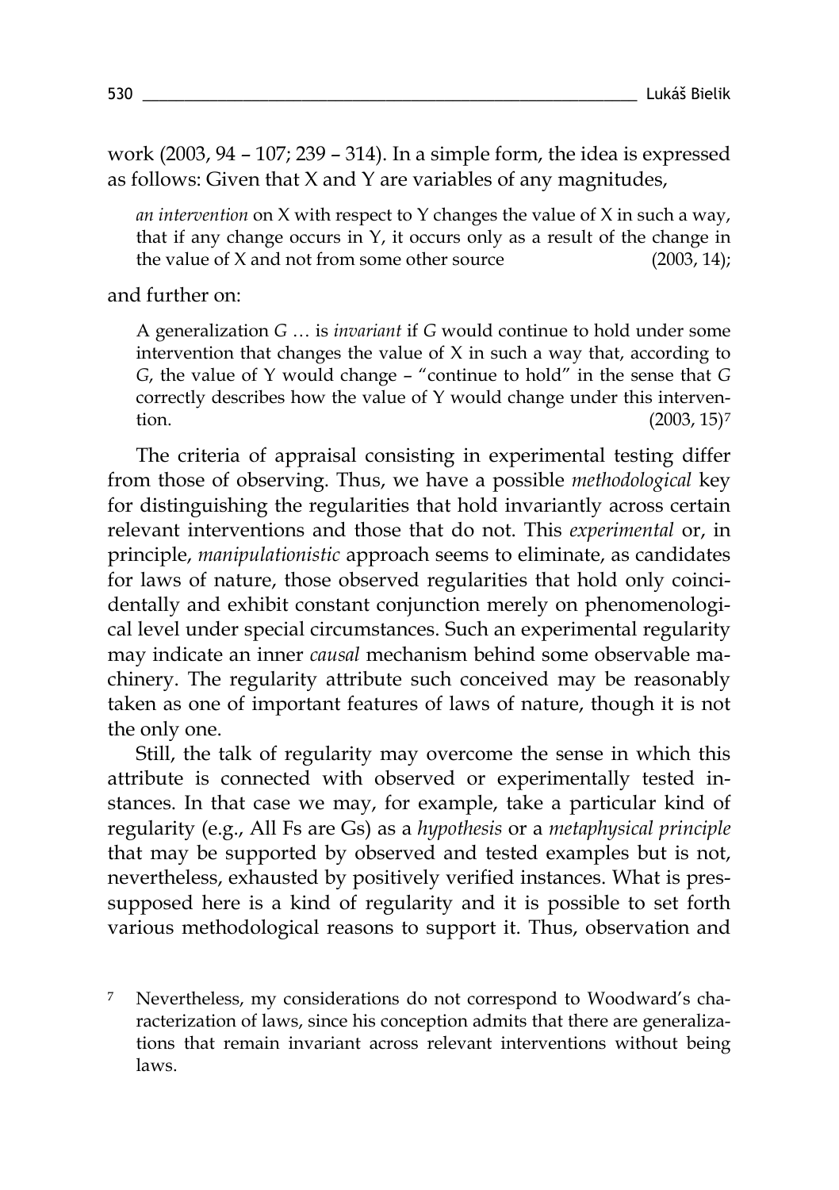work (2003, 94 – 107; 239 – 314). In a simple form, the idea is expressed as follows: Given that X and Y are variables of any magnitudes,

> *an intervention* on X with respect to Y changes the value of X in such a way, that if any change occurs in Y, it occurs only as a result of the change in the value of X and not from some other source (2003, 14);

and further on:

> A generalization *G* … is *invariant* if *G* would continue to hold under some intervention that changes the value of X in such a way that, according to *G*, the value of Y would change – "continue to hold" in the sense that *G* correctly describes how the value of Y would change under this intervention. (2003, 15)[7]

The criteria of appraisal consisting in experimental testing differ from those of observing. Thus, we have a possible *methodological* key for distinguishing the regularities that hold invariantly across certain relevant interventions and those that do not. This *experimental* or, in principle, *manipulationistic* approach seems to eliminate, as candidates for laws of nature, those observed regularities that hold only coincidentally and exhibit constant conjunction merely on phenomenological level under special circumstances. Such an experimental regularity may indicate an inner *causal* mechanism behind some observable machinery. The regularity attribute such conceived may be reasonably taken as one of important features of laws of nature, though it is not the only one.

Still, the talk of regularity may overcome the sense in which this attribute is connected with observed or experimentally tested instances. In that case we may, for example, take a particular kind of regularity (e.g., All Fs are Gs) as a *hypothesis* or a *metaphysical principle* that may be supported by observed and tested examples but is not, nevertheless, exhausted by positively verified instances. What is presupposed here is a kind of regularity and it is possible to set forth various methodological reasons to support it. Thus, observation and

[7] Nevertheless, my considerations do not correspond to Woodward's characterization of laws, since his conception admits that there are generalizations that remain invariant across relevant interventions without being laws.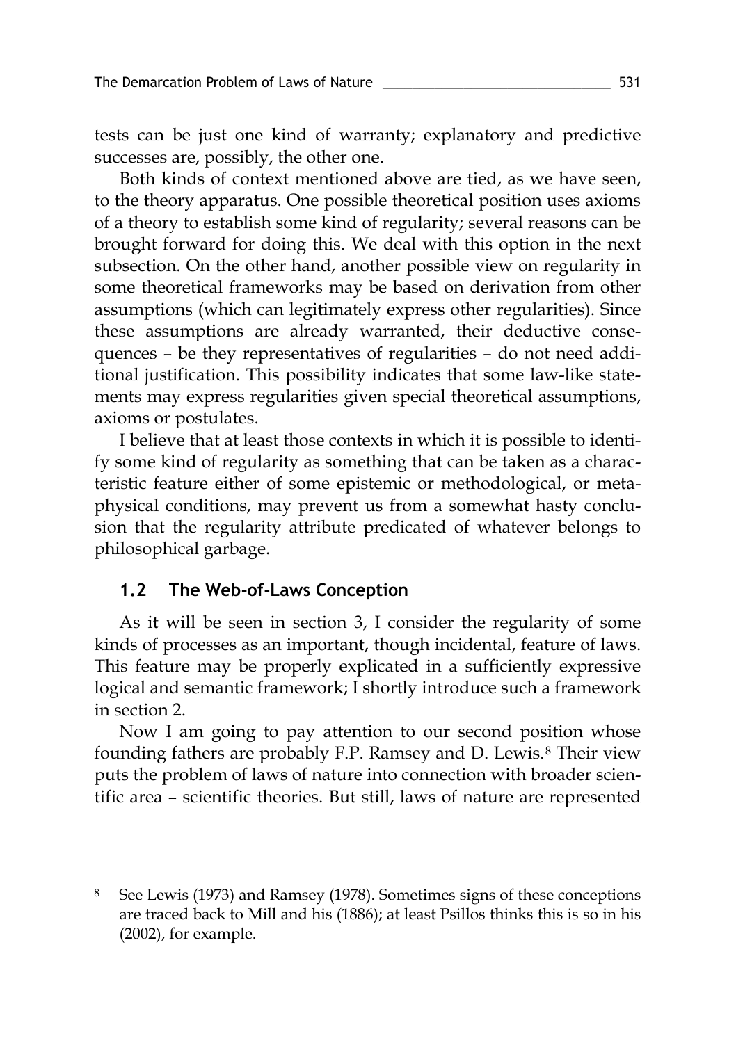tests can be just one kind of warranty; explanatory and predictive successes are, possibly, the other one.

Both kinds of context mentioned above are tied, as we have seen, to the theory apparatus. One possible theoretical position uses axioms of a theory to establish some kind of regularity; several reasons can be brought forward for doing this. We deal with this option in the next subsection. On the other hand, another possible view on regularity in some theoretical frameworks may be based on derivation from other assumptions (which can legitimately express other regularities). Since these assumptions are already warranted, their deductive consequences – be they representatives of regularities – do not need additional justification. This possibility indicates that some law-like statements may express regularities given special theoretical assumptions, axioms or postulates.

I believe that at least those contexts in which it is possible to identify some kind of regularity as something that can be taken as a characteristic feature either of some epistemic or methodological, or metaphysical conditions, may prevent us from a somewhat hasty conclusion that the regularity attribute predicated of whatever belongs to philosophical garbage.

### 1.2 The Web-of-Laws Conception

As it will be seen in section 3, I consider the regularity of some kinds of processes as an important, though incidental, feature of laws. This feature may be properly explicated in a sufficiently expressive logical and semantic framework; I shortly introduce such a framework in section 2.

Now I am going to pay attention to our second position whose founding fathers are probably F.P. Ramsey and D. Lewis.[8] Their view puts the problem of laws of nature into connection with broader scientific area – scientific theories. But still, laws of nature are represented

---

[8] See Lewis (1973) and Ramsey (1978). Sometimes signs of these conceptions are traced back to Mill and his (1886); at least Psillos thinks this is so in his (2002), for example.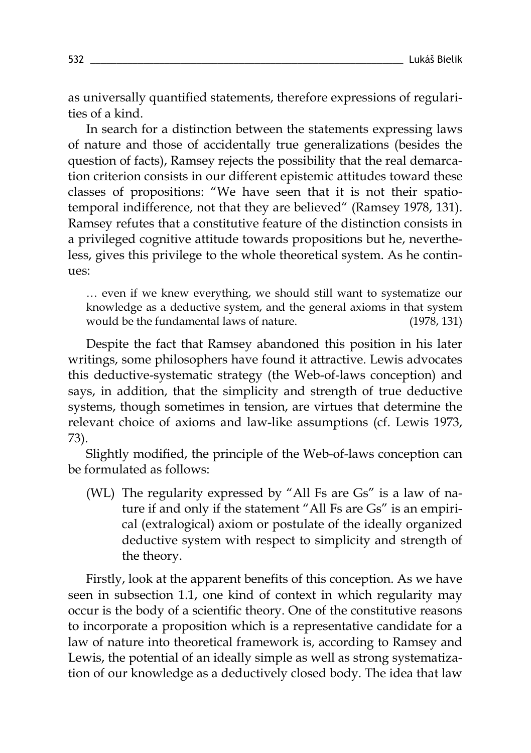as universally quantified statements, therefore expressions of regularities of a kind.

In search for a distinction between the statements expressing laws of nature and those of accidentally true generalizations (besides the question of facts), Ramsey rejects the possibility that the real demarcation criterion consists in our different epistemic attitudes toward these classes of propositions: "We have seen that it is not their spatiotemporal indifference, not that they are believed" (Ramsey 1978, 131). Ramsey refutes that a constitutive feature of the distinction consists in a privileged cognitive attitude towards propositions but he, nevertheless, gives this privilege to the whole theoretical system. As he continues:

> … even if we knew everything, we should still want to systematize our knowledge as a deductive system, and the general axioms in that system would be the fundamental laws of nature. (1978, 131)

Despite the fact that Ramsey abandoned this position in his later writings, some philosophers have found it attractive. Lewis advocates this deductive-systematic strategy (the Web-of-laws conception) and says, in addition, that the simplicity and strength of true deductive systems, though sometimes in tension, are virtues that determine the relevant choice of axioms and law-like assumptions (cf. Lewis 1973, 73).

Slightly modified, the principle of the Web-of-laws conception can be formulated as follows:

> (WL) The regularity expressed by "All Fs are Gs" is a law of nature if and only if the statement "All Fs are Gs" is an empirical (extralogical) axiom or postulate of the ideally organized deductive system with respect to simplicity and strength of the theory.

Firstly, look at the apparent benefits of this conception. As we have seen in subsection 1.1, one kind of context in which regularity may occur is the body of a scientific theory. One of the constitutive reasons to incorporate a proposition which is a representative candidate for a law of nature into theoretical framework is, according to Ramsey and Lewis, the potential of an ideally simple as well as strong systematization of our knowledge as a deductively closed body. The idea that law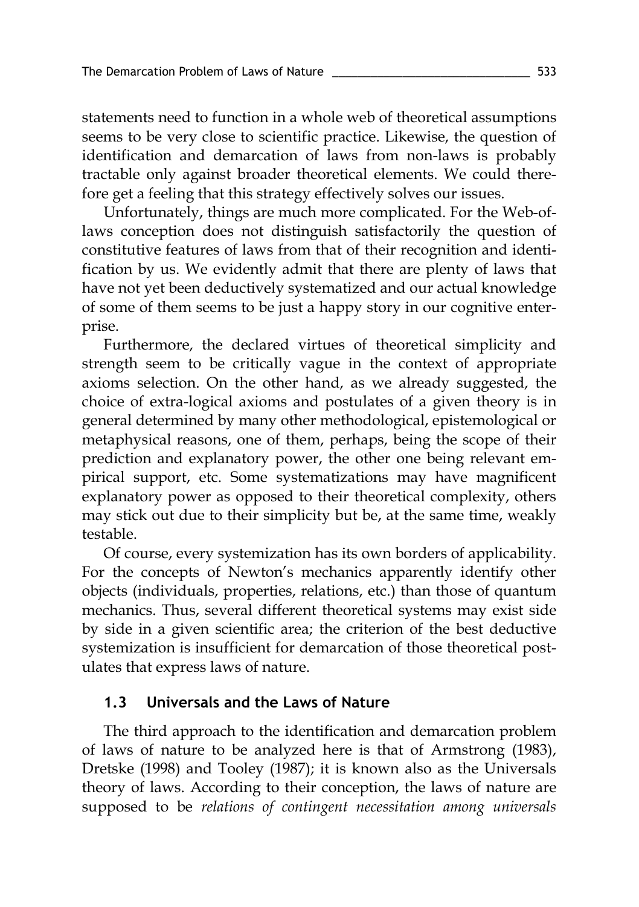statements need to function in a whole web of theoretical assumptions seems to be very close to scientific practice. Likewise, the question of identification and demarcation of laws from non-laws is probably tractable only against broader theoretical elements. We could therefore get a feeling that this strategy effectively solves our issues.

Unfortunately, things are much more complicated. For the Web-of-laws conception does not distinguish satisfactorily the question of constitutive features of laws from that of their recognition and identification by us. We evidently admit that there are plenty of laws that have not yet been deductively systematized and our actual knowledge of some of them seems to be just a happy story in our cognitive enterprise.

Furthermore, the declared virtues of theoretical simplicity and strength seem to be critically vague in the context of appropriate axioms selection. On the other hand, as we already suggested, the choice of extra-logical axioms and postulates of a given theory is in general determined by many other methodological, epistemological or metaphysical reasons, one of them, perhaps, being the scope of their prediction and explanatory power, the other one being relevant empirical support, etc. Some systematizations may have magnificent explanatory power as opposed to their theoretical complexity, others may stick out due to their simplicity but be, at the same time, weakly testable.

Of course, every systemization has its own borders of applicability. For the concepts of Newton's mechanics apparently identify other objects (individuals, properties, relations, etc.) than those of quantum mechanics. Thus, several different theoretical systems may exist side by side in a given scientific area; the criterion of the best deductive systemization is insufficient for demarcation of those theoretical postulates that express laws of nature.

### 1.3 Universals and the Laws of Nature

The third approach to the identification and demarcation problem of laws of nature to be analyzed here is that of Armstrong (1983), Dretske (1998) and Tooley (1987); it is known also as the Universals theory of laws. According to their conception, the laws of nature are supposed to be *relations of contingent necessitation among universals*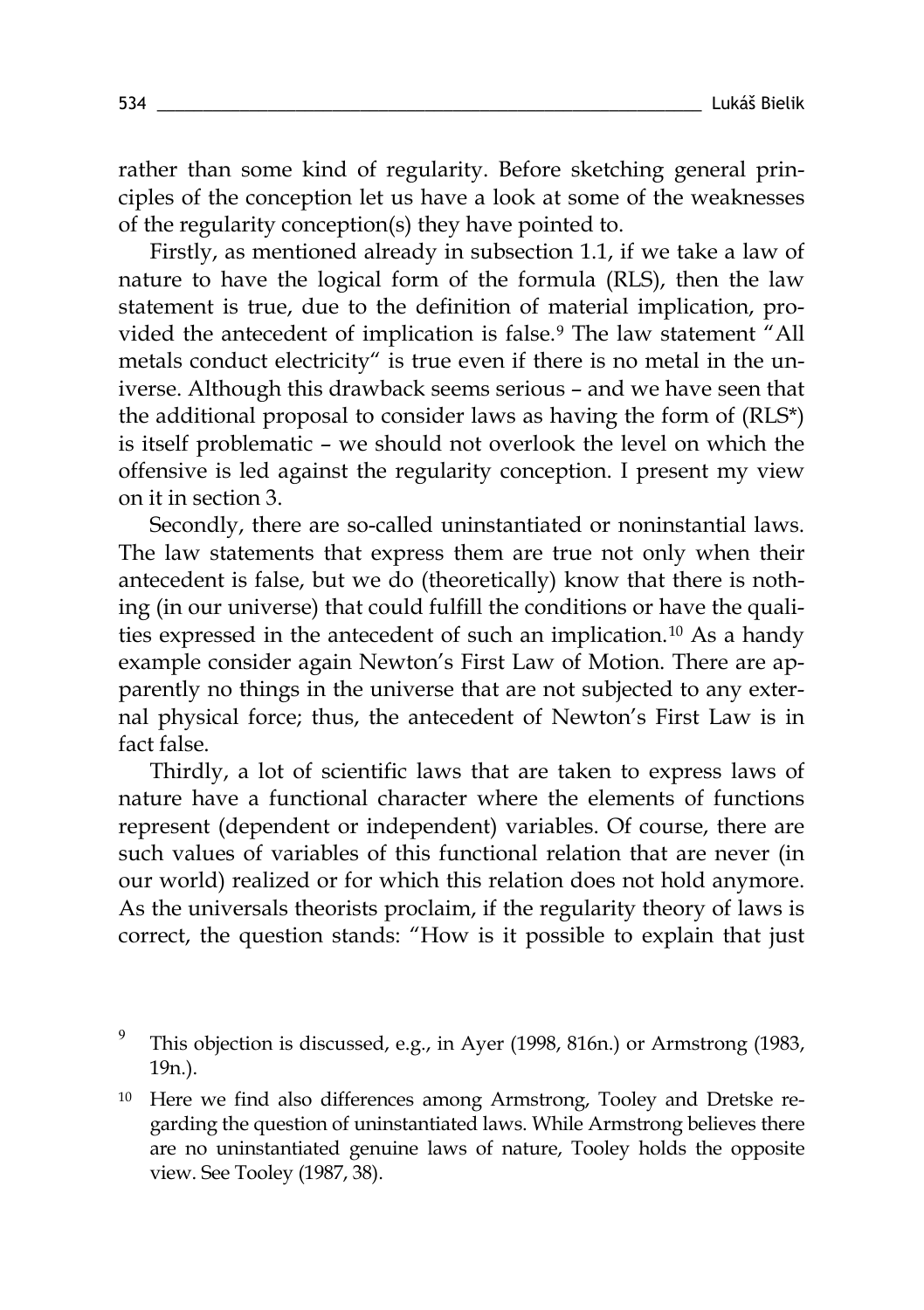rather than some kind of regularity. Before sketching general principles of the conception let us have a look at some of the weaknesses of the regularity conception(s) they have pointed to.

Firstly, as mentioned already in subsection 1.1, if we take a law of nature to have the logical form of the formula (RLS), then the law statement is true, due to the definition of material implication, provided the antecedent of implication is false.[9] The law statement "All metals conduct electricity" is true even if there is no metal in the universe. Although this drawback seems serious – and we have seen that the additional proposal to consider laws as having the form of (RLS*) is itself problematic – we should not overlook the level on which the offensive is led against the regularity conception. I present my view on it in section 3.

Secondly, there are so-called uninstantiated or noninstantial laws. The law statements that express them are true not only when their antecedent is false, but we do (theoretically) know that there is nothing (in our universe) that could fulfill the conditions or have the qualities expressed in the antecedent of such an implication.[10] As a handy example consider again Newton's First Law of Motion. There are apparently no things in the universe that are not subjected to any external physical force; thus, the antecedent of Newton's First Law is in fact false.

Thirdly, a lot of scientific laws that are taken to express laws of nature have a functional character where the elements of functions represent (dependent or independent) variables. Of course, there are such values of variables of this functional relation that are never (in our world) realized or for which this relation does not hold anymore. As the universals theorists proclaim, if the regularity theory of laws is correct, the question stands: "How is it possible to explain that just

[9] This objection is discussed, e.g., in Ayer (1998, 816n.) or Armstrong (1983, 19n.).

[10] Here we find also differences among Armstrong, Tooley and Dretske regarding the question of uninstantiated laws. While Armstrong believes there are no uninstantiated genuine laws of nature, Tooley holds the opposite view. See Tooley (1987, 38).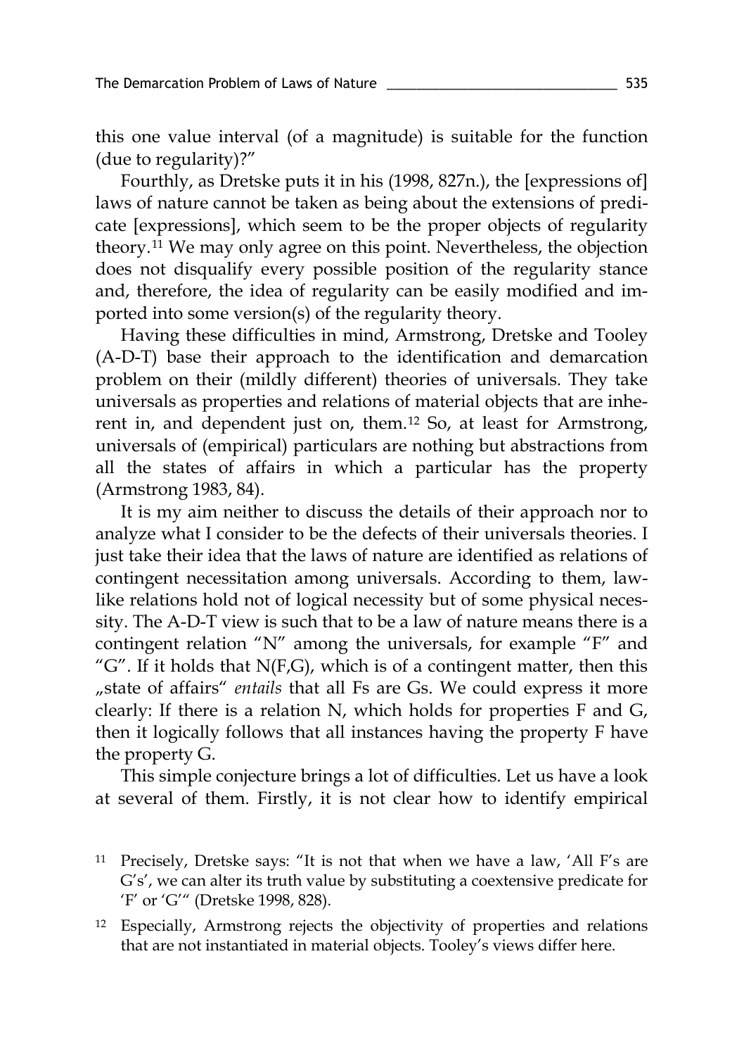this one value interval (of a magnitude) is suitable for the function (due to regularity)?"

Fourthly, as Dretske puts it in his (1998, 827n.), the [expressions of] laws of nature cannot be taken as being about the extensions of predicate [expressions], which seem to be the proper objects of regularity theory.[11] We may only agree on this point. Nevertheless, the objection does not disqualify every possible position of the regularity stance and, therefore, the idea of regularity can be easily modified and imported into some version(s) of the regularity theory.

Having these difficulties in mind, Armstrong, Dretske and Tooley (A-D-T) base their approach to the identification and demarcation problem on their (mildly different) theories of universals. They take universals as properties and relations of material objects that are inherent in, and dependent just on, them.[12] So, at least for Armstrong, universals of (empirical) particulars are nothing but abstractions from all the states of affairs in which a particular has the property (Armstrong 1983, 84).

It is my aim neither to discuss the details of their approach nor to analyze what I consider to be the defects of their universals theories. I just take their idea that the laws of nature are identified as relations of contingent necessitation among universals. According to them, law-like relations hold not of logical necessity but of some physical necessity. The A-D-T view is such that to be a law of nature means there is a contingent relation "N" among the universals, for example "F" and "G". If it holds that N(F,G), which is of a contingent matter, then this „state of affairs" *entails* that all Fs are Gs. We could express it more clearly: If there is a relation N, which holds for properties F and G, then it logically follows that all instances having the property F have the property G.

This simple conjecture brings a lot of difficulties. Let us have a look at several of them. Firstly, it is not clear how to identify empirical

---

[11] Precisely, Dretske says: "It is not that when we have a law, 'All F's are G's', we can alter its truth value by substituting a coextensive predicate for 'F' or 'G'" (Dretske 1998, 828).

[12] Especially, Armstrong rejects the objectivity of properties and relations that are not instantiated in material objects. Tooley's views differ here.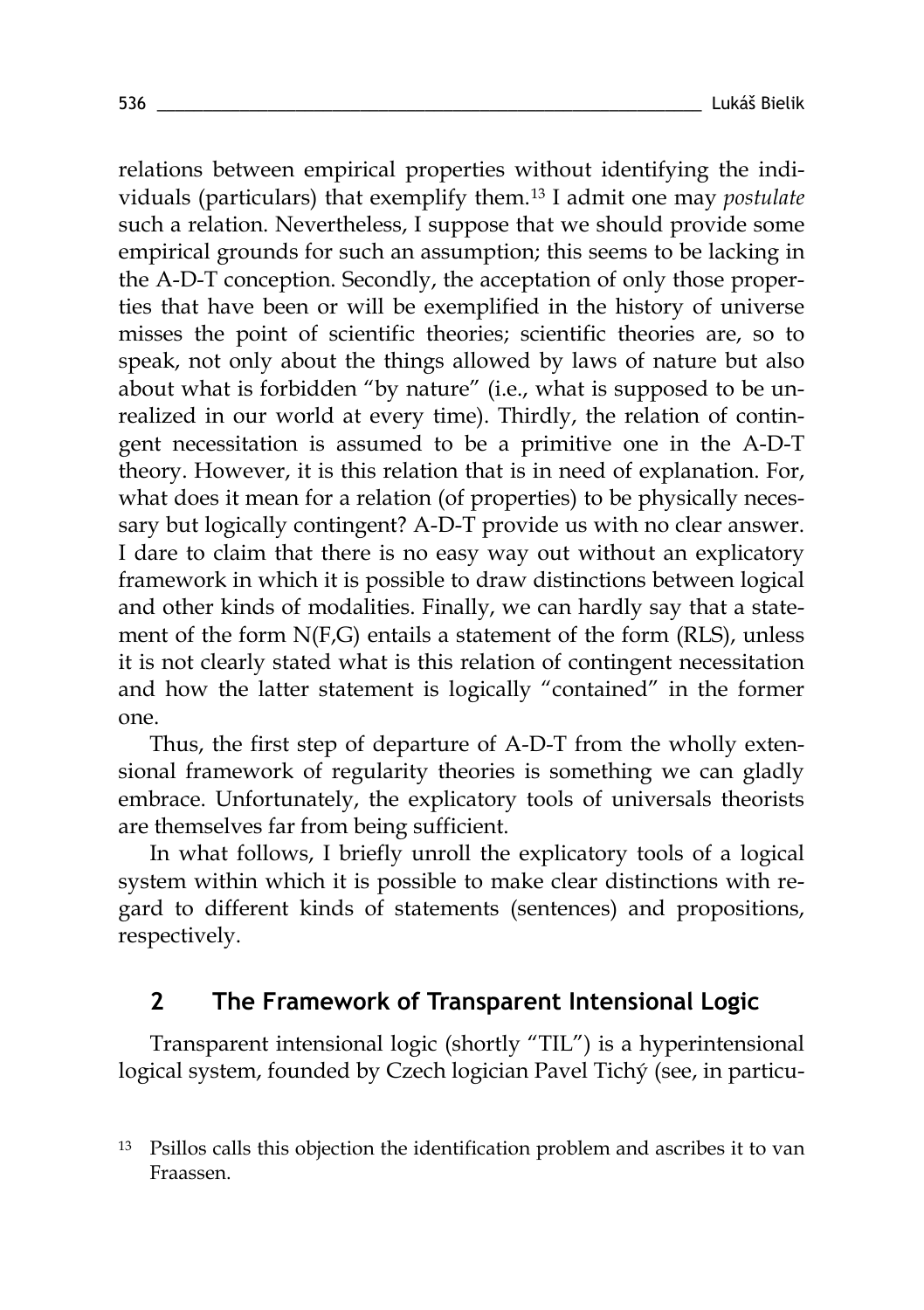relations between empirical properties without identifying the individuals (particulars) that exemplify them.[13] I admit one may *postulate* such a relation. Nevertheless, I suppose that we should provide some empirical grounds for such an assumption; this seems to be lacking in the A-D-T conception. Secondly, the acceptation of only those properties that have been or will be exemplified in the history of universe misses the point of scientific theories; scientific theories are, so to speak, not only about the things allowed by laws of nature but also about what is forbidden "by nature" (i.e., what is supposed to be unrealized in our world at every time). Thirdly, the relation of contingent necessitation is assumed to be a primitive one in the A-D-T theory. However, it is this relation that is in need of explanation. For, what does it mean for a relation (of properties) to be physically necessary but logically contingent? A-D-T provide us with no clear answer. I dare to claim that there is no easy way out without an explicatory framework in which it is possible to draw distinctions between logical and other kinds of modalities. Finally, we can hardly say that a statement of the form N(F,G) entails a statement of the form (RLS), unless it is not clearly stated what is this relation of contingent necessitation and how the latter statement is logically "contained" in the former one.

Thus, the first step of departure of A-D-T from the wholly extensional framework of regularity theories is something we can gladly embrace. Unfortunately, the explicatory tools of universals theorists are themselves far from being sufficient.

In what follows, I briefly unroll the explicatory tools of a logical system within which it is possible to make clear distinctions with regard to different kinds of statements (sentences) and propositions, respectively.

## 2 The Framework of Transparent Intensional Logic

Transparent intensional logic (shortly "TIL") is a hyperintensional logical system, founded by Czech logician Pavel Tichý (see, in particu-

[13] Psillos calls this objection the identification problem and ascribes it to van Fraassen.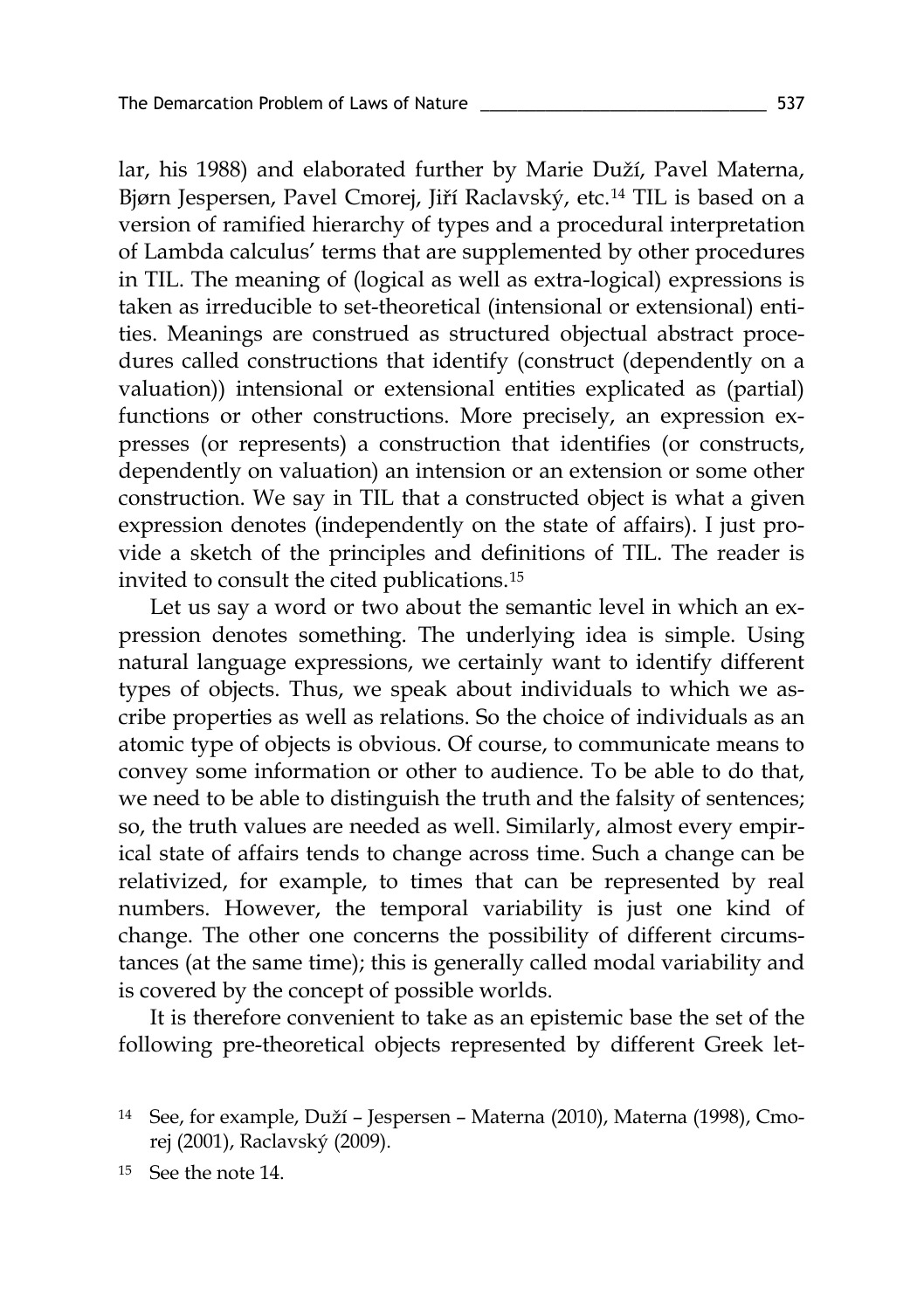lar, his 1988) and elaborated further by Marie Duží, Pavel Materna, Bjørn Jespersen, Pavel Cmorej, Jiří Raclavský, etc.[14] TIL is based on a version of ramified hierarchy of types and a procedural interpretation of Lambda calculus' terms that are supplemented by other procedures in TIL. The meaning of (logical as well as extra-logical) expressions is taken as irreducible to set-theoretical (intensional or extensional) entities. Meanings are construed as structured objectual abstract procedures called constructions that identify (construct (dependently on a valuation)) intensional or extensional entities explicated as (partial) functions or other constructions. More precisely, an expression expresses (or represents) a construction that identifies (or constructs, dependently on valuation) an intension or an extension or some other construction. We say in TIL that a constructed object is what a given expression denotes (independently on the state of affairs). I just provide a sketch of the principles and definitions of TIL. The reader is invited to consult the cited publications.[15]

Let us say a word or two about the semantic level in which an expression denotes something. The underlying idea is simple. Using natural language expressions, we certainly want to identify different types of objects. Thus, we speak about individuals to which we ascribe properties as well as relations. So the choice of individuals as an atomic type of objects is obvious. Of course, to communicate means to convey some information or other to audience. To be able to do that, we need to be able to distinguish the truth and the falsity of sentences; so, the truth values are needed as well. Similarly, almost every empirical state of affairs tends to change across time. Such a change can be relativized, for example, to times that can be represented by real numbers. However, the temporal variability is just one kind of change. The other one concerns the possibility of different circumstances (at the same time); this is generally called modal variability and is covered by the concept of possible worlds.

It is therefore convenient to take as an epistemic base the set of the following pre-theoretical objects represented by different Greek let-

[14] See, for example, Duží – Jespersen – Materna (2010), Materna (1998), Cmorej (2001), Raclavský (2009).

[15] See the note 14.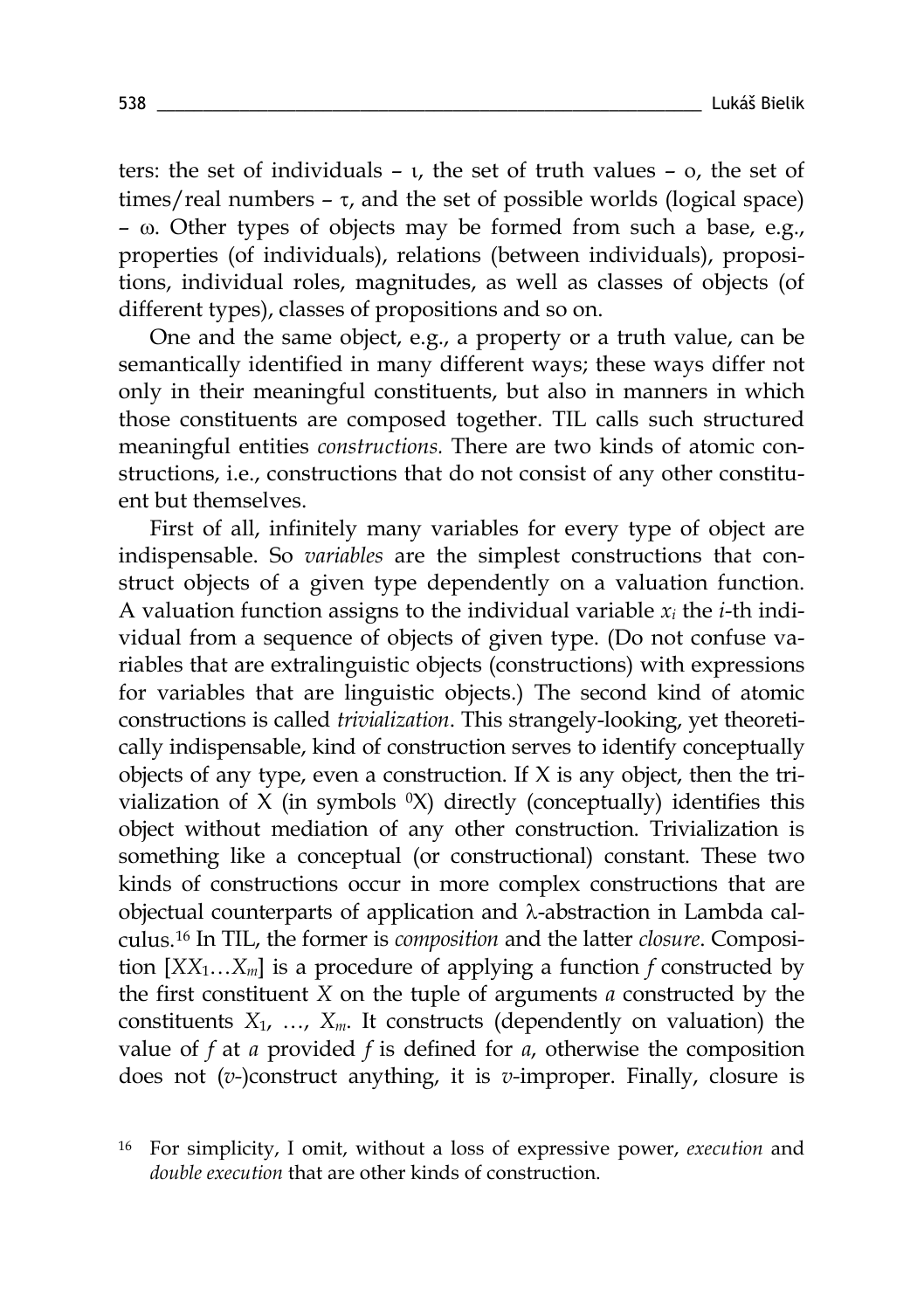ters: the set of individuals – ι, the set of truth values – ο, the set of times/real numbers – τ, and the set of possible worlds (logical space) – ω. Other types of objects may be formed from such a base, e.g., properties (of individuals), relations (between individuals), propositions, individual roles, magnitudes, as well as classes of objects (of different types), classes of propositions and so on.

One and the same object, e.g., a property or a truth value, can be semantically identified in many different ways; these ways differ not only in their meaningful constituents, but also in manners in which those constituents are composed together. TIL calls such structured meaningful entities *constructions.* There are two kinds of atomic constructions, i.e., constructions that do not consist of any other constituent but themselves.

First of all, infinitely many variables for every type of object are indispensable. So *variables* are the simplest constructions that construct objects of a given type dependently on a valuation function. A valuation function assigns to the individual variable $x_i$ the $i$-th individual from a sequence of objects of given type. (Do not confuse variables that are extralinguistic objects (constructions) with expressions for variables that are linguistic objects.) The second kind of atomic constructions is called *trivialization*. This strangely-looking, yet theoretically indispensable, kind of construction serves to identify conceptually objects of any type, even a construction. If X is any object, then the trivialization of X (in symbols $^0$X) directly (conceptually) identifies this object without mediation of any other construction. Trivialization is something like a conceptual (or constructional) constant. These two kinds of constructions occur in more complex constructions that are objectual counterparts of application and λ-abstraction in Lambda calculus.[16] In TIL, the former is *composition* and the latter *closure*. Composition $[XX_1 \ldots X_m]$ is a procedure of applying a function $f$ constructed by the first constituent $X$ on the tuple of arguments $a$ constructed by the constituents $X_1, \ldots, X_m$. It constructs (dependently on valuation) the value of $f$ at $a$ provided $f$ is defined for $a$, otherwise the composition does not ($v$-)construct anything, it is $v$-improper. Finally, closure is

[16] For simplicity, I omit, without a loss of expressive power, *execution* and *double execution* that are other kinds of construction.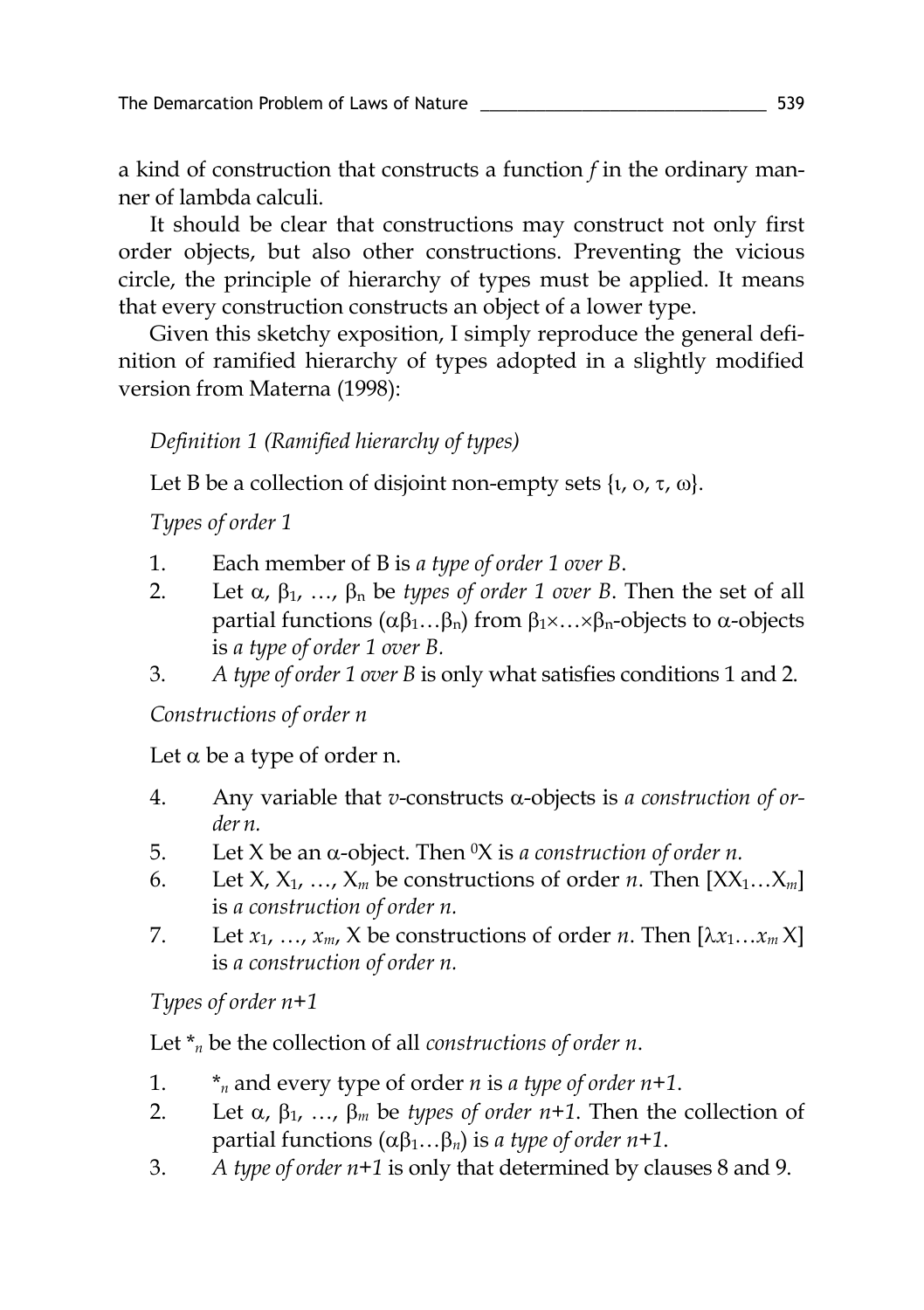a kind of construction that constructs a function *f* in the ordinary manner of lambda calculi.

It should be clear that constructions may construct not only first order objects, but also other constructions. Preventing the vicious circle, the principle of hierarchy of types must be applied. It means that every construction constructs an object of a lower type.

Given this sketchy exposition, I simply reproduce the general definition of ramified hierarchy of types adopted in a slightly modified version from Materna (1998):

*Definition 1 (Ramified hierarchy of types)*

Let B be a collection of disjoint non-empty sets $\{\iota, o, \tau, \omega\}$.

*Types of order 1*

1. Each member of B is *a type of order 1 over B*.
2. Let $\alpha$, $\beta_1$, …, $\beta_n$ be *types of order 1 over B*. Then the set of all partial functions $(\alpha\beta_1\ldots\beta_n)$ from $\beta_1\times\ldots\times\beta_n$-objects to $\alpha$-objects is *a type of order 1 over B*.
3. *A type of order 1 over B* is only what satisfies conditions 1 and 2.

*Constructions of order n*

Let $\alpha$ be a type of order n.

4. Any variable that *v*-constructs $\alpha$-objects is *a construction of order n*.
5. Let X be an $\alpha$-object. Then $^0$X is *a construction of order n*.
6. Let X, $X_1$, …, $X_m$ be constructions of order *n*. Then $[XX_1\ldots X_m]$ is *a construction of order n*.
7. Let $x_1$, …, $x_m$, X be constructions of order *n*. Then $[\lambda x_1\ldots x_m\, X]$ is *a construction of order n*.

*Types of order n+1*

Let $*_n$ be the collection of all *constructions of order n*.

1. $*_n$ and every type of order *n* is *a type of order n+1*.
2. Let $\alpha$, $\beta_1$, …, $\beta_m$ be *types of order n+1*. Then the collection of partial functions $(\alpha\beta_1\ldots\beta_n)$ is *a type of order n+1*.
3. *A type of order n+1* is only that determined by clauses 8 and 9.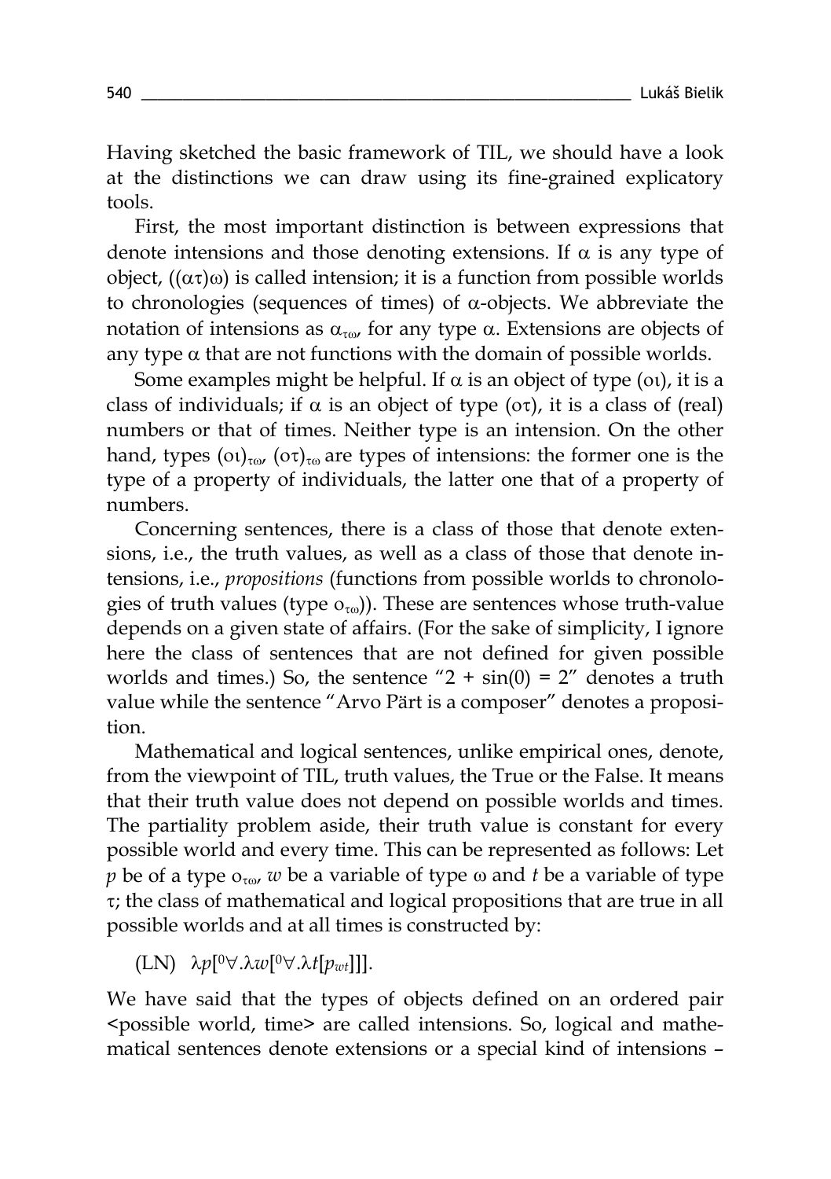Having sketched the basic framework of TIL, we should have a look at the distinctions we can draw using its fine-grained explicatory tools.

First, the most important distinction is between expressions that denote intensions and those denoting extensions. If $\alpha$ is any type of object, $((\alpha\tau)\omega)$ is called intension; it is a function from possible worlds to chronologies (sequences of times) of $\alpha$-objects. We abbreviate the notation of intensions as $\alpha_{\tau\omega}$, for any type $\alpha$. Extensions are objects of any type $\alpha$ that are not functions with the domain of possible worlds.

Some examples might be helpful. If $\alpha$ is an object of type $(o\iota)$, it is a class of individuals; if $\alpha$ is an object of type $(o\tau)$, it is a class of (real) numbers or that of times. Neither type is an intension. On the other hand, types $(o\iota)_{\tau\omega}$, $(o\tau)_{\tau\omega}$ are types of intensions: the former one is the type of a property of individuals, the latter one that of a property of numbers.

Concerning sentences, there is a class of those that denote extensions, i.e., the truth values, as well as a class of those that denote intensions, i.e., *propositions* (functions from possible worlds to chronologies of truth values (type $o_{\tau\omega}$)). These are sentences whose truth-value depends on a given state of affairs. (For the sake of simplicity, I ignore here the class of sentences that are not defined for given possible worlds and times.) So, the sentence "$2 + \sin(0) = 2$" denotes a truth value while the sentence "Arvo Pärt is a composer" denotes a proposition.

Mathematical and logical sentences, unlike empirical ones, denote, from the viewpoint of TIL, truth values, the True or the False. It means that their truth value does not depend on possible worlds and times. The partiality problem aside, their truth value is constant for every possible world and every time. This can be represented as follows: Let $p$ be of a type $o_{\tau\omega}$, $w$ be a variable of type $\omega$ and $t$ be a variable of type $\tau$; the class of mathematical and logical propositions that are true in all possible worlds and at all times is constructed by:

(LN) $\lambda p[^0\forall.\lambda w[^0\forall.\lambda t[p_{wt}]]]$.

We have said that the types of objects defined on an ordered pair <possible world, time> are called intensions. So, logical and mathematical sentences denote extensions or a special kind of intensions –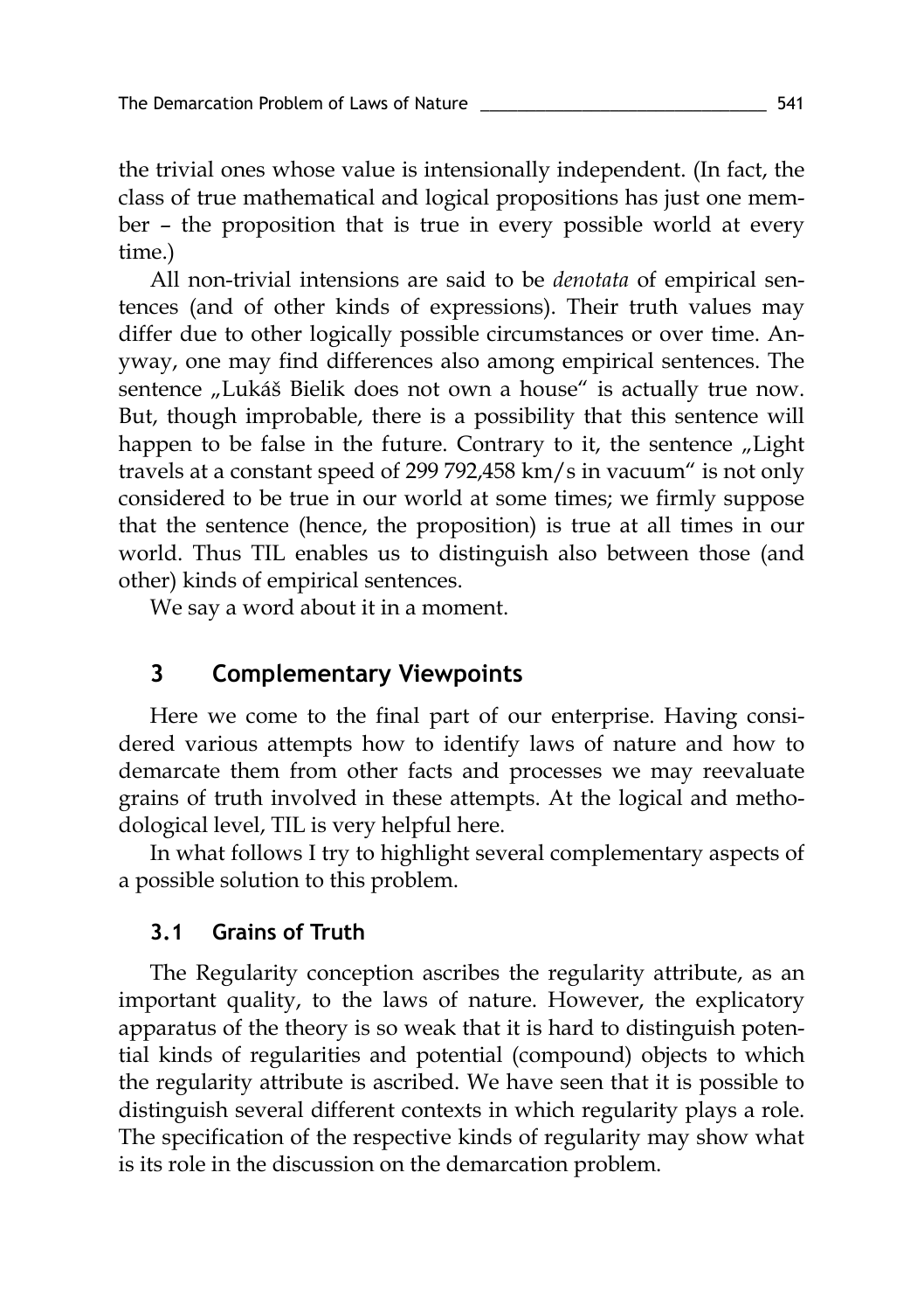the trivial ones whose value is intensionally independent. (In fact, the class of true mathematical and logical propositions has just one member – the proposition that is true in every possible world at every time.)

All non-trivial intensions are said to be *denotata* of empirical sentences (and of other kinds of expressions). Their truth values may differ due to other logically possible circumstances or over time. Anyway, one may find differences also among empirical sentences. The sentence „Lukáš Bielik does not own a house" is actually true now. But, though improbable, there is a possibility that this sentence will happen to be false in the future. Contrary to it, the sentence „Light travels at a constant speed of 299 792,458 km/s in vacuum" is not only considered to be true in our world at some times; we firmly suppose that the sentence (hence, the proposition) is true at all times in our world. Thus TIL enables us to distinguish also between those (and other) kinds of empirical sentences.

We say a word about it in a moment.

## 3 Complementary Viewpoints

Here we come to the final part of our enterprise. Having considered various attempts how to identify laws of nature and how to demarcate them from other facts and processes we may reevaluate grains of truth involved in these attempts. At the logical and methodological level, TIL is very helpful here.

In what follows I try to highlight several complementary aspects of a possible solution to this problem.

### 3.1 Grains of Truth

The Regularity conception ascribes the regularity attribute, as an important quality, to the laws of nature. However, the explicatory apparatus of the theory is so weak that it is hard to distinguish potential kinds of regularities and potential (compound) objects to which the regularity attribute is ascribed. We have seen that it is possible to distinguish several different contexts in which regularity plays a role. The specification of the respective kinds of regularity may show what is its role in the discussion on the demarcation problem.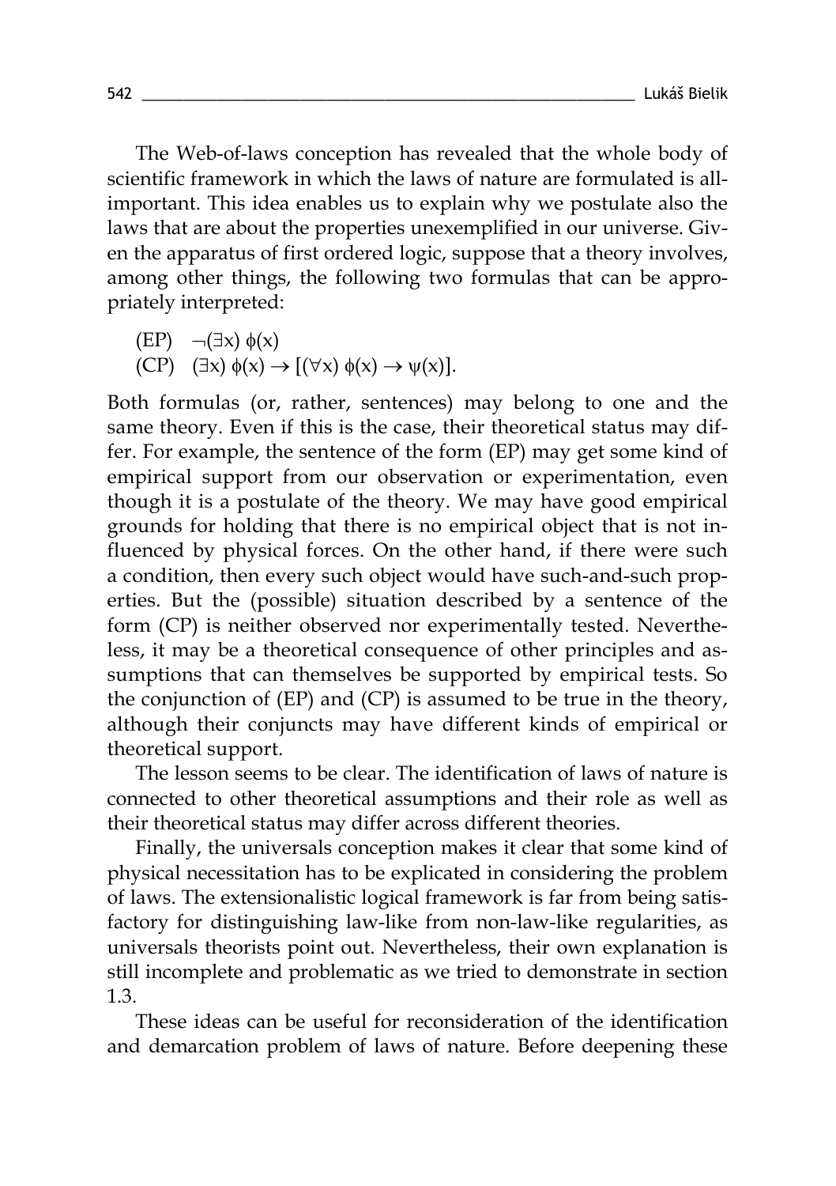The Web-of-laws conception has revealed that the whole body of scientific framework in which the laws of nature are formulated is all-important. This idea enables us to explain why we postulate also the laws that are about the properties unexemplified in our universe. Given the apparatus of first ordered logic, suppose that a theory involves, among other things, the following two formulas that can be appropriately interpreted:

(EP) $\neg(\exists x)\, \phi(x)$

(CP) $(\exists x)\, \phi(x) \rightarrow [(\forall x)\, \phi(x) \rightarrow \psi(x)]$.

Both formulas (or, rather, sentences) may belong to one and the same theory. Even if this is the case, their theoretical status may differ. For example, the sentence of the form (EP) may get some kind of empirical support from our observation or experimentation, even though it is a postulate of the theory. We may have good empirical grounds for holding that there is no empirical object that is not influenced by physical forces. On the other hand, if there were such a condition, then every such object would have such-and-such properties. But the (possible) situation described by a sentence of the form (CP) is neither observed nor experimentally tested. Nevertheless, it may be a theoretical consequence of other principles and assumptions that can themselves be supported by empirical tests. So the conjunction of (EP) and (CP) is assumed to be true in the theory, although their conjuncts may have different kinds of empirical or theoretical support.

The lesson seems to be clear. The identification of laws of nature is connected to other theoretical assumptions and their role as well as their theoretical status may differ across different theories.

Finally, the universals conception makes it clear that some kind of physical necessitation has to be explicated in considering the problem of laws. The extensionalistic logical framework is far from being satisfactory for distinguishing law-like from non-law-like regularities, as universals theorists point out. Nevertheless, their own explanation is still incomplete and problematic as we tried to demonstrate in section 1.3.

These ideas can be useful for reconsideration of the identification and demarcation problem of laws of nature. Before deepening these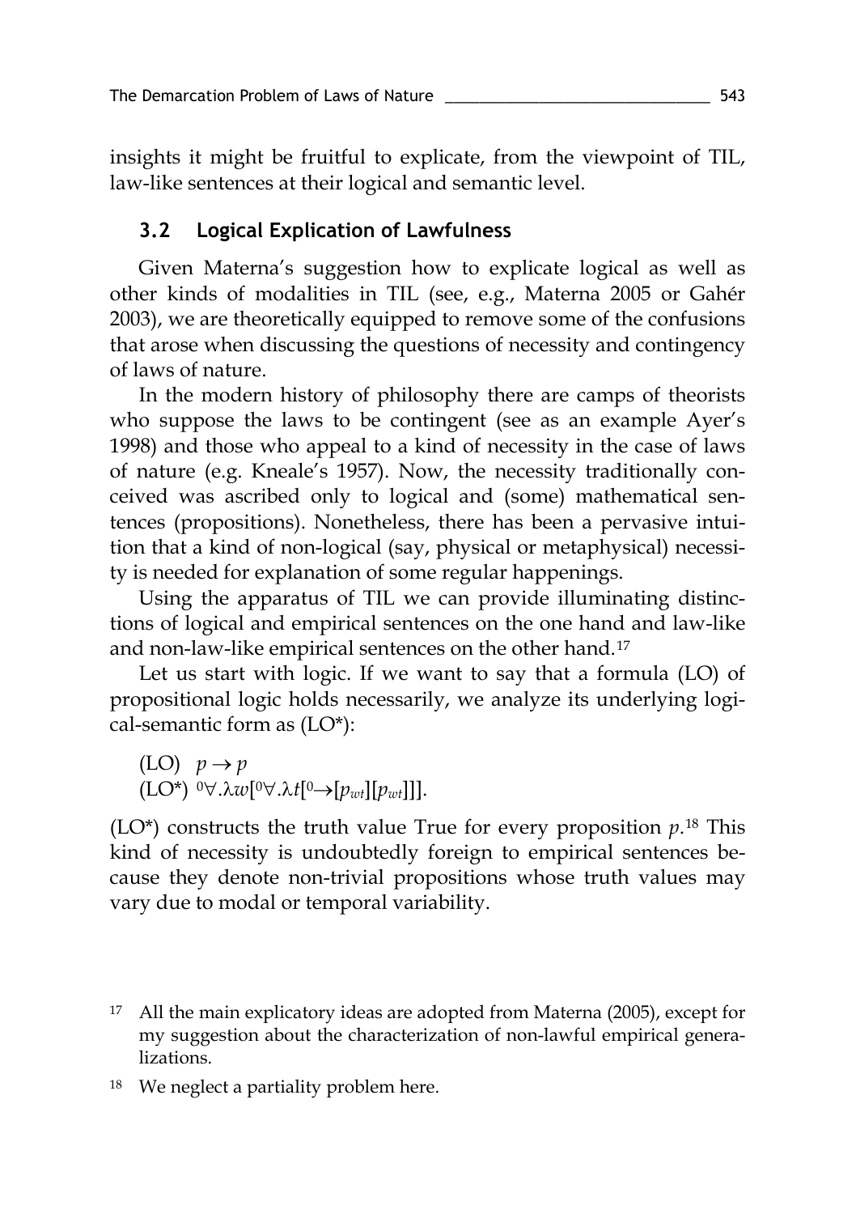insights it might be fruitful to explicate, from the viewpoint of TIL, law-like sentences at their logical and semantic level.

### 3.2 Logical Explication of Lawfulness

Given Materna's suggestion how to explicate logical as well as other kinds of modalities in TIL (see, e.g., Materna 2005 or Gahér 2003), we are theoretically equipped to remove some of the confusions that arose when discussing the questions of necessity and contingency of laws of nature.

In the modern history of philosophy there are camps of theorists who suppose the laws to be contingent (see as an example Ayer's 1998) and those who appeal to a kind of necessity in the case of laws of nature (e.g. Kneale's 1957). Now, the necessity traditionally conceived was ascribed only to logical and (some) mathematical sentences (propositions). Nonetheless, there has been a pervasive intuition that a kind of non-logical (say, physical or metaphysical) necessity is needed for explanation of some regular happenings.

Using the apparatus of TIL we can provide illuminating distinctions of logical and empirical sentences on the one hand and law-like and non-law-like empirical sentences on the other hand.[17]

Let us start with logic. If we want to say that a formula (LO) of propositional logic holds necessarily, we analyze its underlying logical-semantic form as (LO*):

(LO) $p \rightarrow p$
(LO*) ${}^0\forall.\lambda w[{}^0\forall.\lambda t[{}^0\rightarrow[p_{wt}][p_{wt}]]]$.

(LO*) constructs the truth value True for every proposition $p$.[18] This kind of necessity is undoubtedly foreign to empirical sentences because they denote non-trivial propositions whose truth values may vary due to modal or temporal variability.

[17] All the main explicatory ideas are adopted from Materna (2005), except for my suggestion about the characterization of non-lawful empirical generalizations.

[18] We neglect a partiality problem here.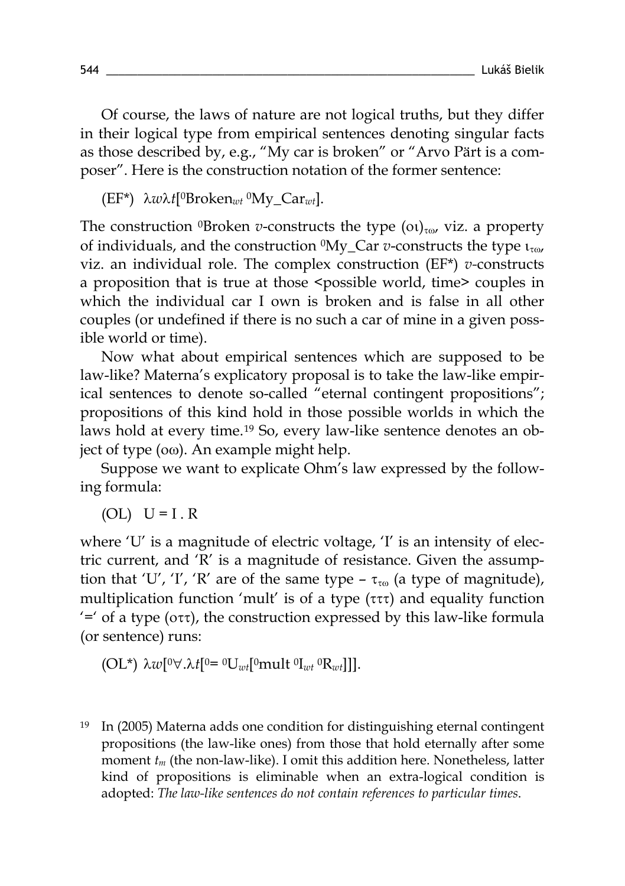Of course, the laws of nature are not logical truths, but they differ in their logical type from empirical sentences denoting singular facts as those described by, e.g., "My car is broken" or "Arvo Pärt is a composer". Here is the construction notation of the former sentence:

(EF*) $\lambda w \lambda t[{}^0\text{Broken}_{wt}\ {}^0\text{My\_Car}_{wt}]$.

The construction ${}^0$Broken *v*-constructs the type $(o\iota)_{\tau\omega}$, viz. a property of individuals, and the construction ${}^0$My_Car *v*-constructs the type $\iota_{\tau\omega}$, viz. an individual role. The complex construction (EF*) *v*-constructs a proposition that is true at those <possible world, time> couples in which the individual car I own is broken and is false in all other couples (or undefined if there is no such a car of mine in a given possible world or time).

Now what about empirical sentences which are supposed to be law-like? Materna's explicatory proposal is to take the law-like empirical sentences to denote so-called "eternal contingent propositions"; propositions of this kind hold in those possible worlds in which the laws hold at every time.[19] So, every law-like sentence denotes an object of type $(o\omega)$. An example might help.

Suppose we want to explicate Ohm's law expressed by the following formula:

(OL) $U = I \,.\, R$

where 'U' is a magnitude of electric voltage, 'I' is an intensity of electric current, and 'R' is a magnitude of resistance. Given the assumption that 'U', 'I', 'R' are of the same type – $\tau_{\tau\omega}$ (a type of magnitude), multiplication function 'mult' is of a type $(\tau\tau\tau)$ and equality function '=' of a type $(o\tau\tau)$, the construction expressed by this law-like formula (or sentence) runs:

(OL*) $\lambda w[{}^0\forall.\lambda t[{}^0{=}\ {}^0U_{wt}[{}^0\text{mult}\ {}^0I_{wt}\ {}^0R_{wt}]]]$.

[19] In (2005) Materna adds one condition for distinguishing eternal contingent propositions (the law-like ones) from those that hold eternally after some moment $t_m$ (the non-law-like). I omit this addition here. Nonetheless, latter kind of propositions is eliminable when an extra-logical condition is adopted: *The law-like sentences do not contain references to particular times.*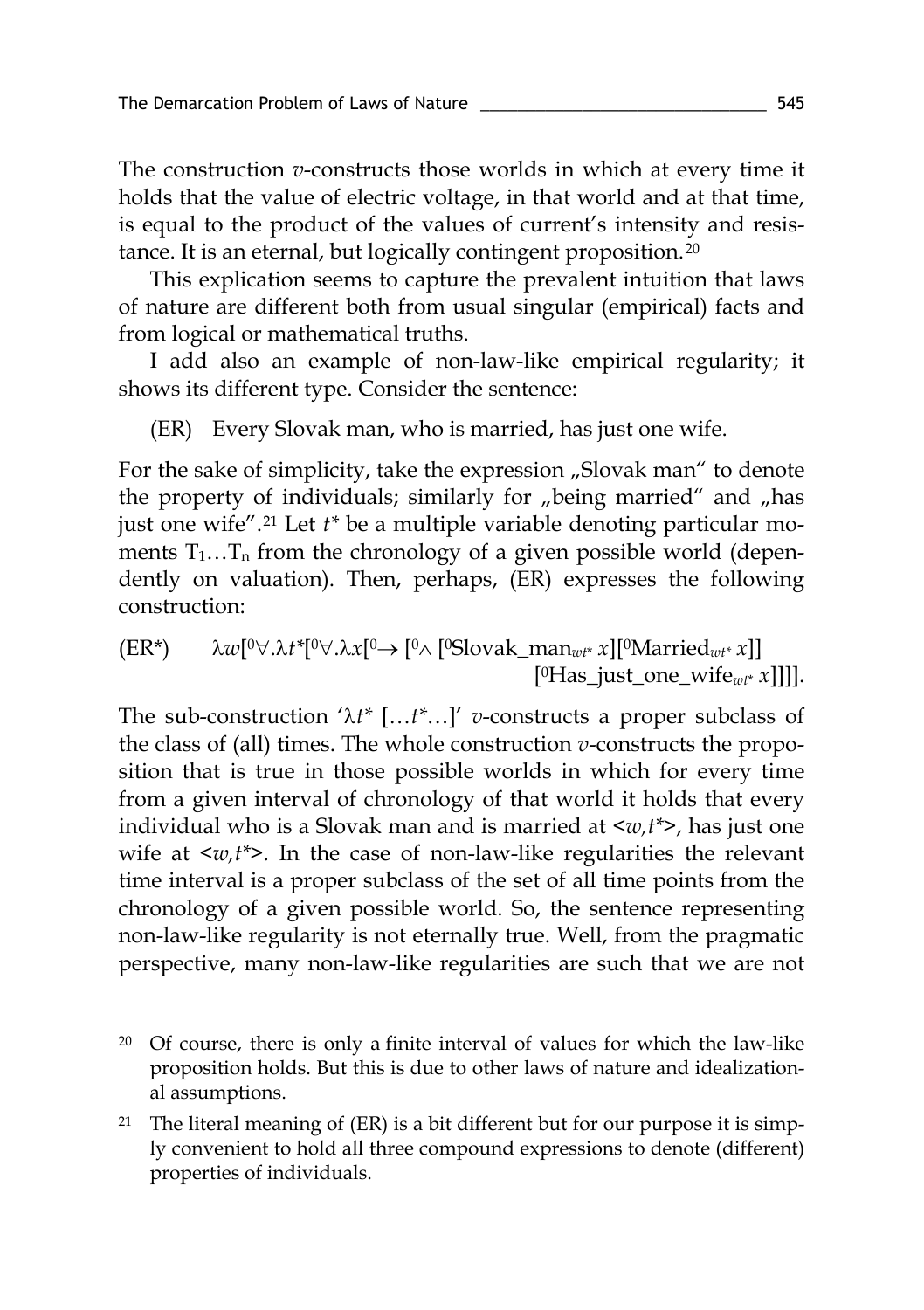The construction *v*-constructs those worlds in which at every time it holds that the value of electric voltage, in that world and at that time, is equal to the product of the values of current's intensity and resistance. It is an eternal, but logically contingent proposition.[20]

This explication seems to capture the prevalent intuition that laws of nature are different both from usual singular (empirical) facts and from logical or mathematical truths.

I add also an example of non-law-like empirical regularity; it shows its different type. Consider the sentence:

(ER) Every Slovak man, who is married, has just one wife.

For the sake of simplicity, take the expression „Slovak man" to denote the property of individuals; similarly for „being married" and „has just one wife".[21] Let $t^*$ be a multiple variable denoting particular moments $T_1 \ldots T_n$ from the chronology of a given possible world (dependently on valuation). Then, perhaps, (ER) expresses the following construction:

(ER*) $\lambda w[{}^0\forall.\lambda t^*[{}^0\forall.\lambda x[{}^0\rightarrow [{}^0\wedge [{}^0\text{Slovak\_man}_{wt^*}\, x][{}^0\text{Married}_{wt^*}\, x]]$ $[{}^0\text{Has\_just\_one\_wife}_{wt^*}\, x]]]]$.

The sub-construction '$\lambda t^* [\ldots t^* \ldots]$' *v*-constructs a proper subclass of the class of (all) times. The whole construction *v*-constructs the proposition that is true in those possible worlds in which for every time from a given interval of chronology of that world it holds that every individual who is a Slovak man and is married at $\langle w, t^* \rangle$, has just one wife at $\langle w, t^* \rangle$. In the case of non-law-like regularities the relevant time interval is a proper subclass of the set of all time points from the chronology of a given possible world. So, the sentence representing non-law-like regularity is not eternally true. Well, from the pragmatic perspective, many non-law-like regularities are such that we are not

[20] Of course, there is only a finite interval of values for which the law-like proposition holds. But this is due to other laws of nature and idealizational assumptions.

[21] The literal meaning of (ER) is a bit different but for our purpose it is simply convenient to hold all three compound expressions to denote (different) properties of individuals.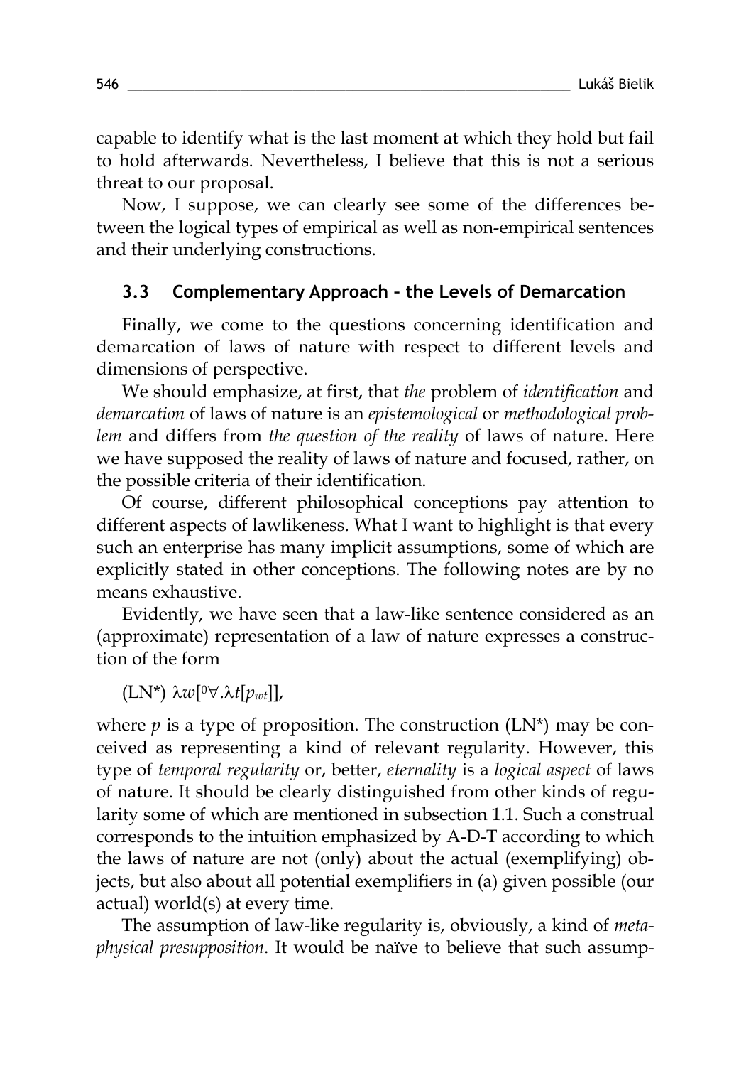capable to identify what is the last moment at which they hold but fail to hold afterwards. Nevertheless, I believe that this is not a serious threat to our proposal.

Now, I suppose, we can clearly see some of the differences between the logical types of empirical as well as non-empirical sentences and their underlying constructions.

### 3.3 Complementary Approach – the Levels of Demarcation

Finally, we come to the questions concerning identification and demarcation of laws of nature with respect to different levels and dimensions of perspective.

We should emphasize, at first, that *the* problem of *identification* and *demarcation* of laws of nature is an *epistemological* or *methodological problem* and differs from *the question of the reality* of laws of nature. Here we have supposed the reality of laws of nature and focused, rather, on the possible criteria of their identification.

Of course, different philosophical conceptions pay attention to different aspects of lawlikeness. What I want to highlight is that every such an enterprise has many implicit assumptions, some of which are explicitly stated in other conceptions. The following notes are by no means exhaustive.

Evidently, we have seen that a law-like sentence considered as an (approximate) representation of a law of nature expresses a construction of the form

(LN*) $\lambda w[{}^0\forall.\lambda t[p_{wt}]]$,

where $p$ is a type of proposition. The construction (LN*) may be conceived as representing a kind of relevant regularity. However, this type of *temporal regularity* or, better, *eternality* is a *logical aspect* of laws of nature. It should be clearly distinguished from other kinds of regularity some of which are mentioned in subsection 1.1. Such a construal corresponds to the intuition emphasized by A-D-T according to which the laws of nature are not (only) about the actual (exemplifying) objects, but also about all potential exemplifiers in (a) given possible (our actual) world(s) at every time.

The assumption of law-like regularity is, obviously, a kind of *metaphysical presupposition*. It would be naïve to believe that such assump-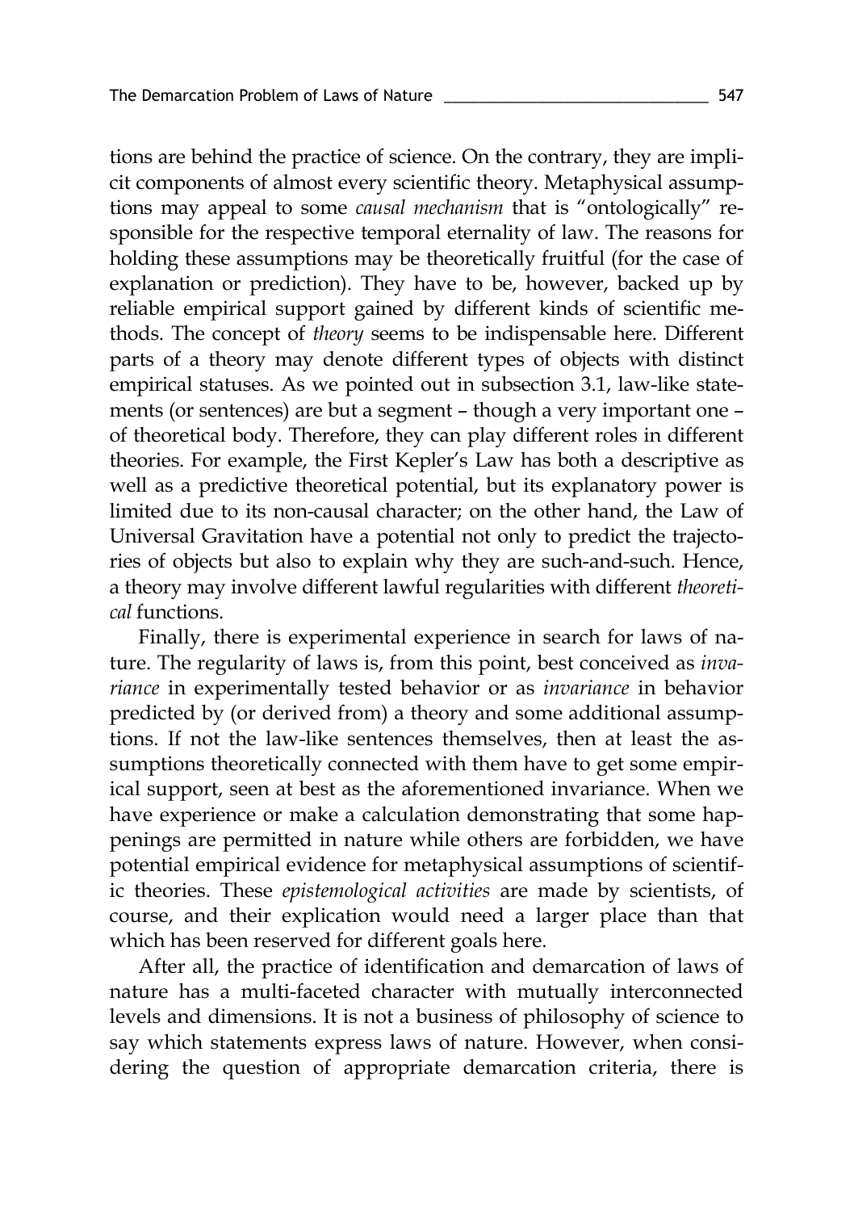tions are behind the practice of science. On the contrary, they are implicit components of almost every scientific theory. Metaphysical assumptions may appeal to some *causal mechanism* that is "ontologically" responsible for the respective temporal eternality of law. The reasons for holding these assumptions may be theoretically fruitful (for the case of explanation or prediction). They have to be, however, backed up by reliable empirical support gained by different kinds of scientific methods. The concept of *theory* seems to be indispensable here. Different parts of a theory may denote different types of objects with distinct empirical statuses. As we pointed out in subsection 3.1, law-like statements (or sentences) are but a segment – though a very important one – of theoretical body. Therefore, they can play different roles in different theories. For example, the First Kepler's Law has both a descriptive as well as a predictive theoretical potential, but its explanatory power is limited due to its non-causal character; on the other hand, the Law of Universal Gravitation have a potential not only to predict the trajectories of objects but also to explain why they are such-and-such. Hence, a theory may involve different lawful regularities with different *theoretical* functions.

Finally, there is experimental experience in search for laws of nature. The regularity of laws is, from this point, best conceived as *invariance* in experimentally tested behavior or as *invariance* in behavior predicted by (or derived from) a theory and some additional assumptions. If not the law-like sentences themselves, then at least the assumptions theoretically connected with them have to get some empirical support, seen at best as the aforementioned invariance. When we have experience or make a calculation demonstrating that some happenings are permitted in nature while others are forbidden, we have potential empirical evidence for metaphysical assumptions of scientific theories. These *epistemological activities* are made by scientists, of course, and their explication would need a larger place than that which has been reserved for different goals here.

After all, the practice of identification and demarcation of laws of nature has a multi-faceted character with mutually interconnected levels and dimensions. It is not a business of philosophy of science to say which statements express laws of nature. However, when considering the question of appropriate demarcation criteria, there is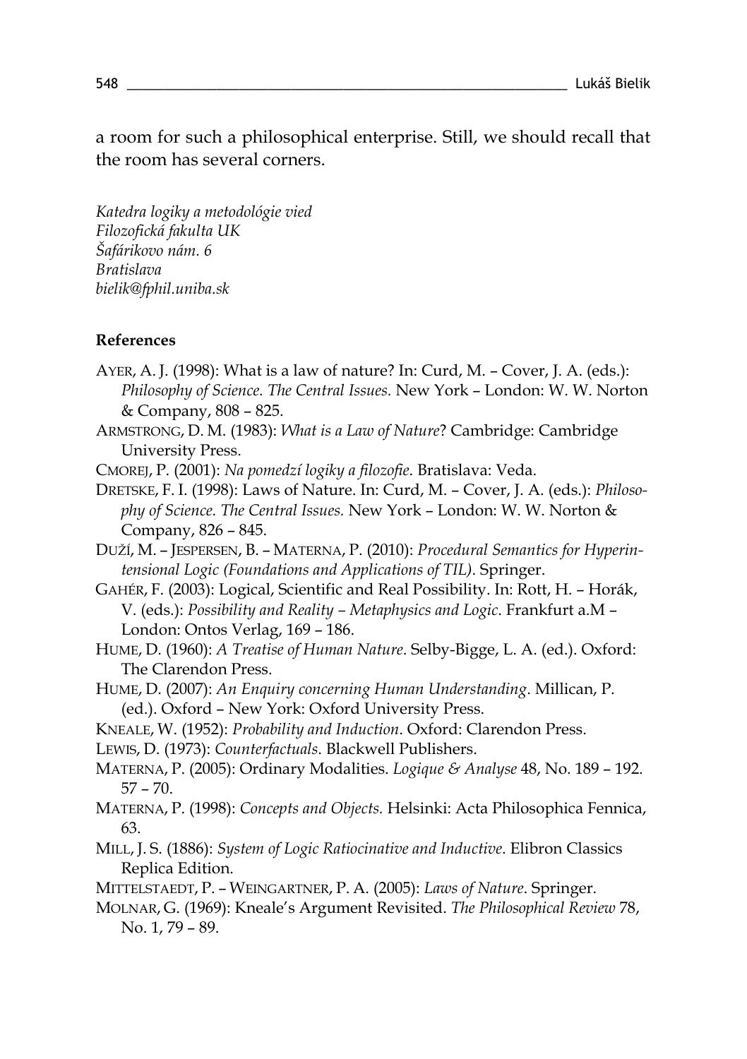a room for such a philosophical enterprise. Still, we should recall that the room has several corners.

*Katedra logiky a metodológie vied*
*Filozofická fakulta UK*
*Šafárikovo nám. 6*
*Bratislava*
*bielik@fphil.uniba.sk*

**References**

AYER, A. J. (1998): What is a law of nature? In: Curd, M. – Cover, J. A. (eds.): *Philosophy of Science. The Central Issues.* New York – London: W. W. Norton & Company, 808 – 825.

ARMSTRONG, D. M. (1983): *What is a Law of Nature*? Cambridge: Cambridge University Press.

CMOREJ, P. (2001): *Na pomedzí logiky a filozofie*. Bratislava: Veda.

DRETSKE, F. I. (1998): Laws of Nature. In: Curd, M. – Cover, J. A. (eds.): *Philosophy of Science. The Central Issues.* New York – London: W. W. Norton & Company, 826 – 845.

DUŽÍ, M. – JESPERSEN, B. – MATERNA, P. (2010): *Procedural Semantics for Hyperintensional Logic (Foundations and Applications of TIL)*. Springer.

GAHÉR, F. (2003): Logical, Scientific and Real Possibility. In: Rott, H. – Horák, V. (eds.): *Possibility and Reality – Metaphysics and Logic*. Frankfurt a.M – London: Ontos Verlag, 169 – 186.

HUME, D. (1960): *A Treatise of Human Nature*. Selby-Bigge, L. A. (ed.). Oxford: The Clarendon Press.

HUME, D. (2007): *An Enquiry concerning Human Understanding*. Millican, P. (ed.). Oxford – New York: Oxford University Press.

KNEALE, W. (1952): *Probability and Induction*. Oxford: Clarendon Press.

LEWIS, D. (1973): *Counterfactuals*. Blackwell Publishers.

MATERNA, P. (2005): Ordinary Modalities. *Logique & Analyse* 48, No. 189 – 192. 57 – 70.

MATERNA, P. (1998): *Concepts and Objects.* Helsinki: Acta Philosophica Fennica, 63.

MILL, J. S. (1886): *System of Logic Ratiocinative and Inductive*. Elibron Classics Replica Edition.

MITTELSTAEDT, P. – WEINGARTNER, P. A. (2005): *Laws of Nature*. Springer.

MOLNAR, G. (1969): Kneale's Argument Revisited. *The Philosophical Review* 78, No. 1, 79 – 89.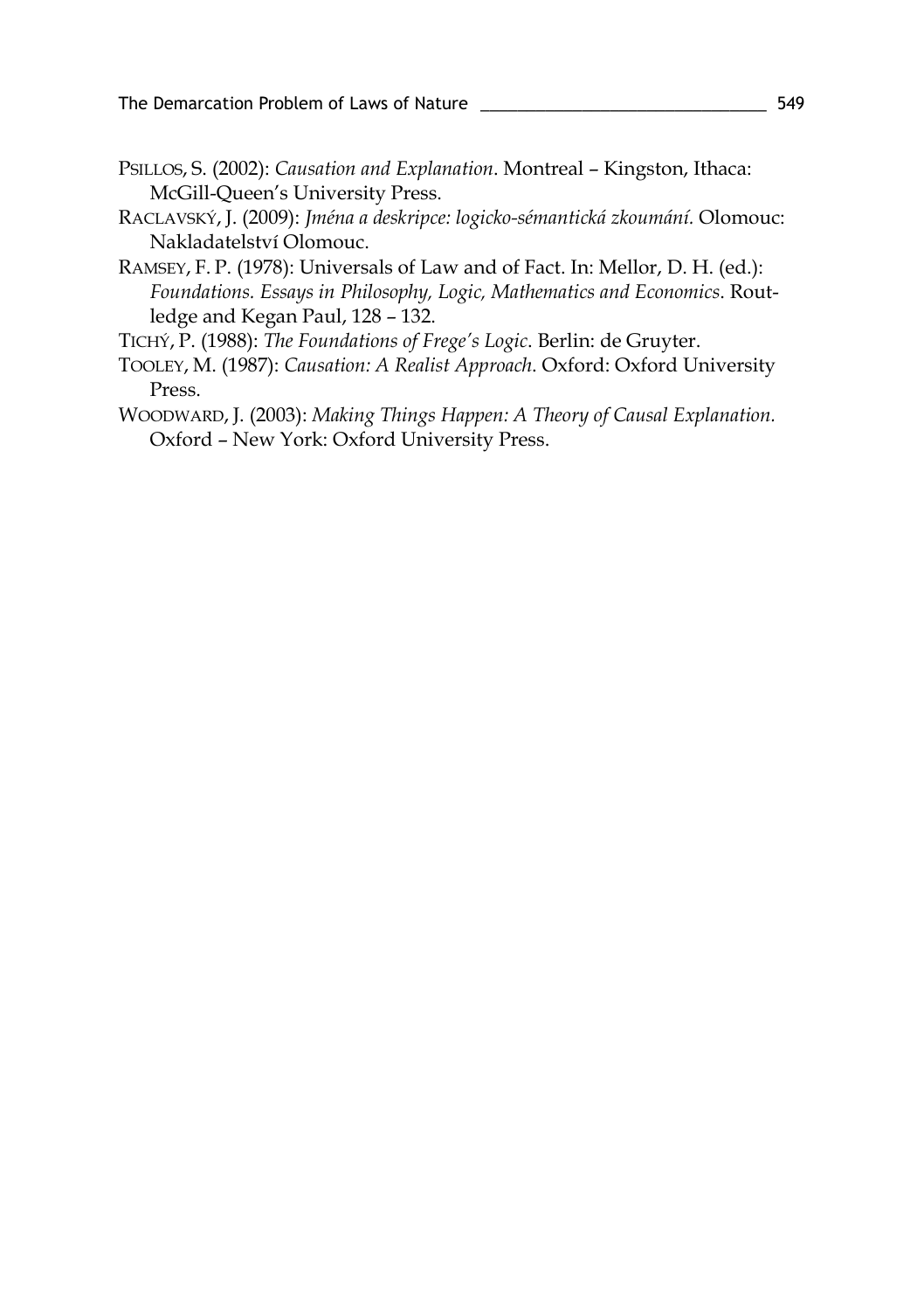PSILLOS, S. (2002): *Causation and Explanation*. Montreal – Kingston, Ithaca: McGill-Queen's University Press.

RACLAVSKÝ, J. (2009): *Jména a deskripce: logicko-sémantická zkoumání*. Olomouc: Nakladatelství Olomouc.

RAMSEY, F. P. (1978): Universals of Law and of Fact. In: Mellor, D. H. (ed.): *Foundations. Essays in Philosophy, Logic, Mathematics and Economics*. Routledge and Kegan Paul, 128 – 132.

TICHÝ, P. (1988): *The Foundations of Frege's Logic*. Berlin: de Gruyter.

TOOLEY, M. (1987): *Causation: A Realist Approach*. Oxford: Oxford University Press.

WOODWARD, J. (2003): *Making Things Happen: A Theory of Causal Explanation*. Oxford – New York: Oxford University Press.